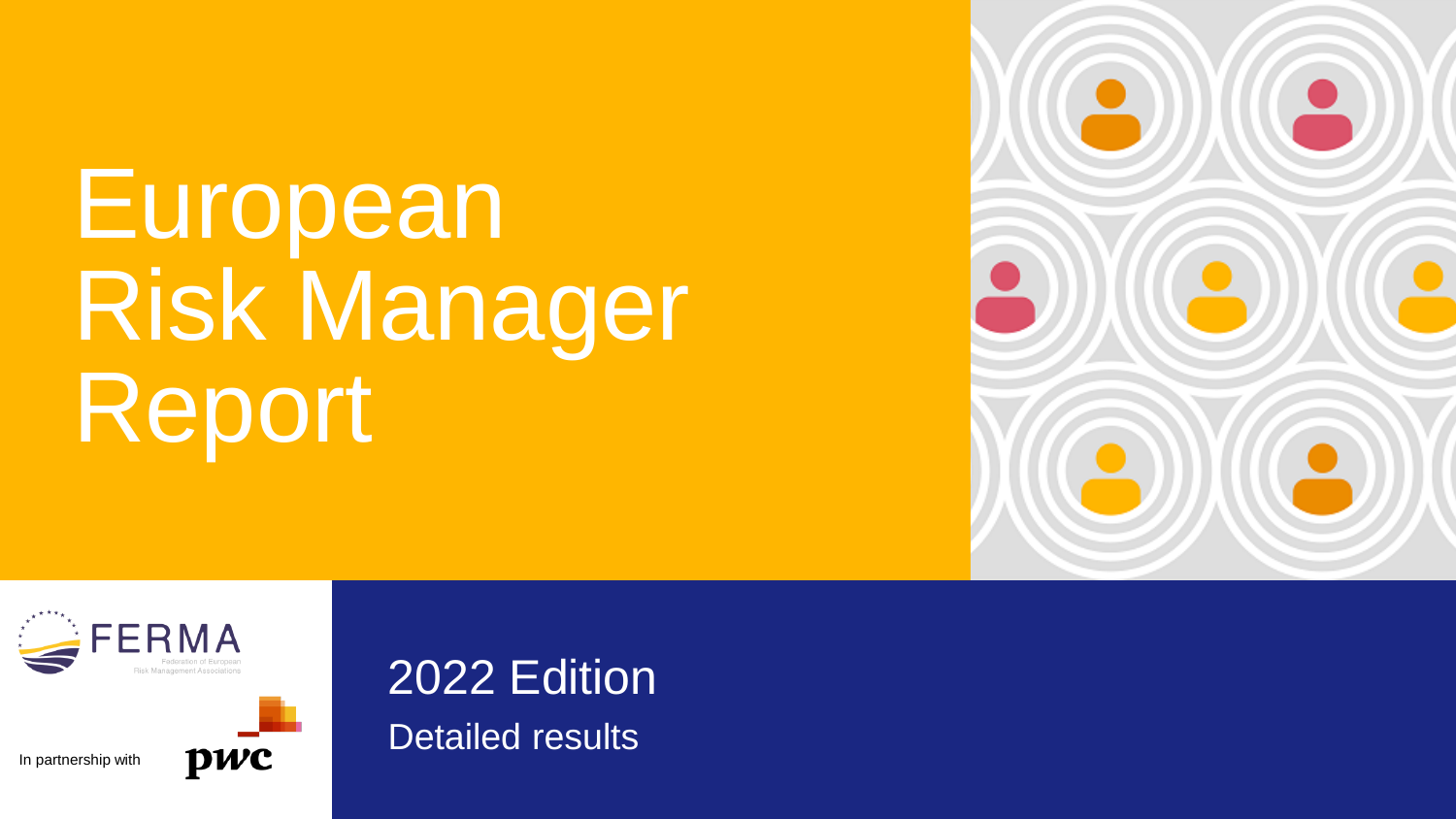# European Risk Manager Report

FERMA

Federation of European Risk Management Associations

In partnership with

pwc

## 2022 Edition

Detailed results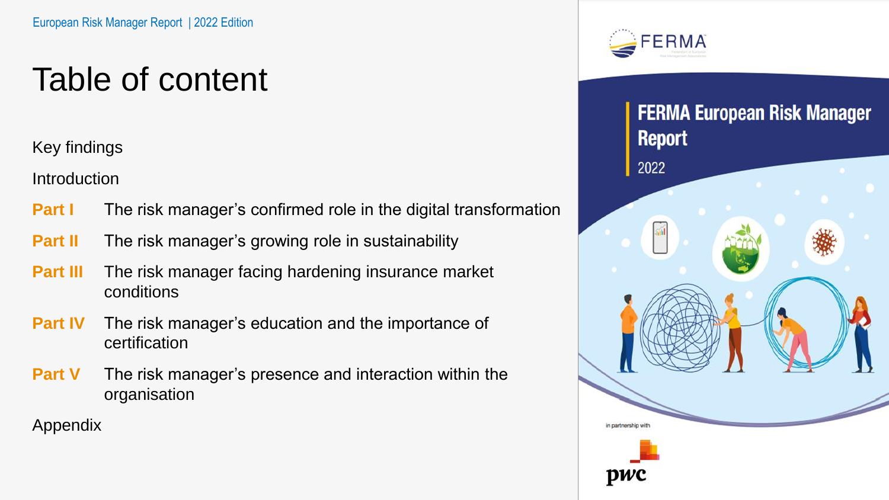# Table of content

Key findings

Introduction

**Part I** The risk manager's confirmed role in the digital transformation

**Part II** The risk manager's growing role in sustainability

**Part III** The risk manager facing hardening insurance market conditions

**Part IV** The risk manager's education and the importance of certification

**Part V** The risk manager's presence and interaction within the organisation

Appendix

FERMA European Risk Manager Report

2022

in partnership with

pwc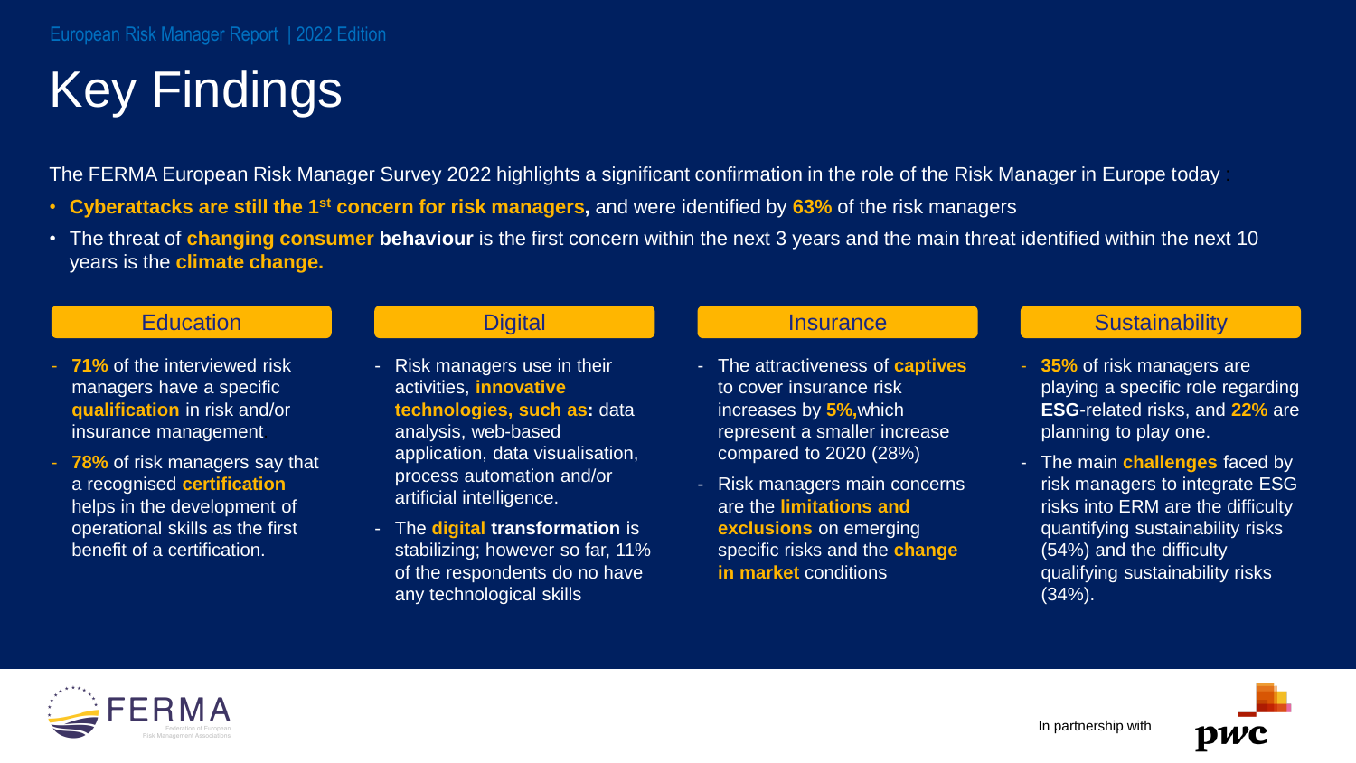# Key Findings

The FERMA European Risk Manager Survey 2022 highlights a significant confirmation in the role of the Risk Manager in Europe today :

- **Cyberattacks are still the 1st concern for risk managers,** and were identified by **63%** of the risk managers
- The threat of **changing consumer behaviour** is the first concern within the next 3 years and the main threat identified within the next 10 years is the **climate change.**

## Education

- **71%** of the interviewed risk managers have a specific **qualification** in risk and/or insurance management.
- **78%** of risk managers say that a recognised **certification** helps in the development of operational skills as the first benefit of a certification.

## Digital

- Risk managers use in their activities, **innovative technologies, such as:** data analysis, web-based application, data visualisation, process automation and/or artificial intelligence.
- The **digital transformation** is stabilizing; however so far, 11% of the respondents do no have any technological skills

## Insurance

- The attractiveness of **captives** to cover insurance risk increases by **5%,**which represent a smaller increase compared to 2020 (28%)
- Risk managers main concerns are the **limitations and exclusions** on emerging specific risks and the **change in market** conditions

## Sustainability

- **35%** of risk managers are playing a specific role regarding **ESG**-related risks, and **22%** are planning to play one.
- The main **challenges** faced by risk managers to integrate ESG risks into ERM are the difficulty quantifying sustainability risks (54%) and the difficulty qualifying sustainability risks (34%).

FERMA Federation of European Risk Management Associations

In partnership with pwc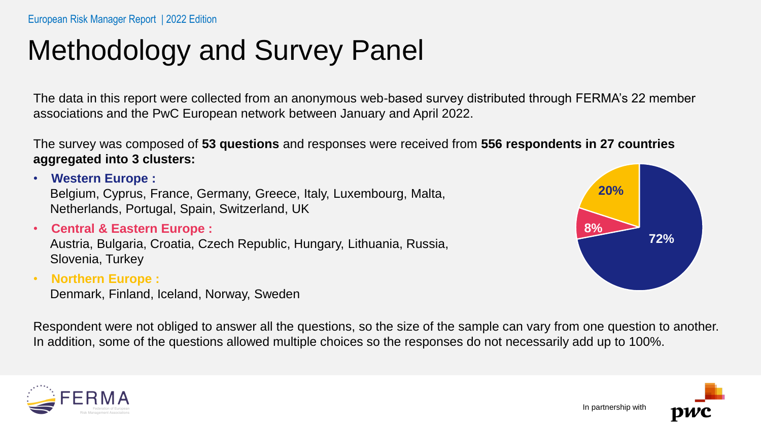# Methodology and Survey Panel

The data in this report were collected from an anonymous web-based survey distributed through FERMA's 22 member associations and the PwC European network between January and April 2022.

The survey was composed of **53 questions** and responses were received from **556 respondents in 27 countries aggregated into 3 clusters:**

- **Western Europe :**
  Belgium, Cyprus, France, Germany, Greece, Italy, Luxembourg, Malta, Netherlands, Portugal, Spain, Switzerland, UK
- **Central & Eastern Europe :**
  Austria, Bulgaria, Croatia, Czech Republic, Hungary, Lithuania, Russia, Slovenia, Turkey
- **Northern Europe :**
  Denmark, Finland, Iceland, Norway, Sweden

| Cluster | Share |
| --- | --- |
| Western Europe | 72% |
| Central & Eastern Europe | 8% |
| Northern Europe | 20% |

Respondent were not obliged to answer all the questions, so the size of the sample can vary from one question to another. In addition, some of the questions allowed multiple choices so the responses do not necessarily add up to 100%.

FERMA Federation of European Risk Management Associations

In partnership with pwc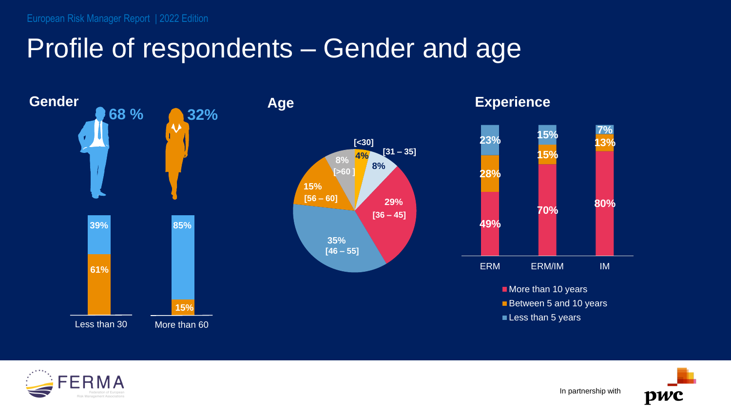# Profile of respondents – Gender and age

## Gender

| | Male | Female |
|---|---|---|
| Overall | 68 % | 32% |

| | Less than 30 | More than 60 |
|---|---|---|
| Male | 39% | 85% |
| Female | 61% | 15% |

## Age

| Age group | Share |
|---|---|
| [<30] | 4% |
| [31 – 35] | 8% |
| [36 – 45] | 29% |
| [46 – 55] | 35% |
| [56 – 60] | 15% |
| [>60 ] | 8% |

## Experience

| | ERM | ERM/IM | IM |
|---|---|---|---|
| More than 10 years | 49% | 70% | 80% |
| Between 5 and 10 years | 28% | 15% | 13% |
| Less than 5 years | 23% | 15% | 7% |

In partnership with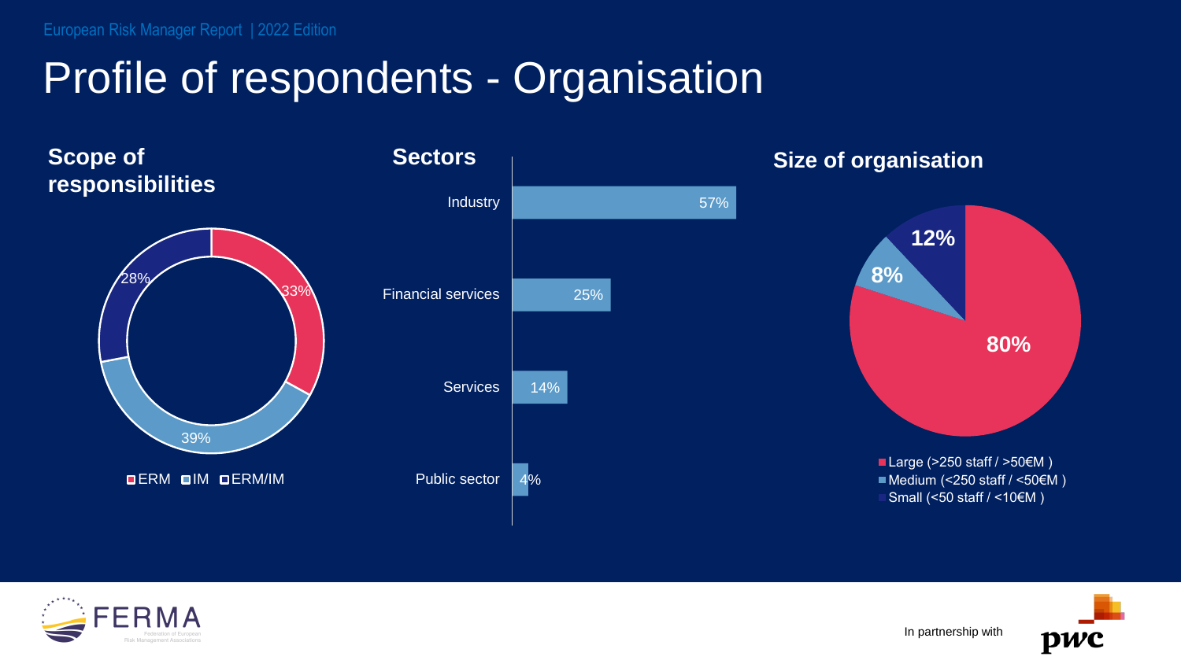# Profile of respondents - Organisation

## Scope of responsibilities

| Scope | Share |
|---|---|
| ERM | 33% |
| IM | 39% |
| ERM/IM | 28% |

## Sectors

| Sector | Share |
|---|---|
| Industry | 57% |
| Financial services | 25% |
| Services | 14% |
| Public sector | 4% |

## Size of organisation

| Size | Share |
|---|---|
| Large (>250 staff / >50€M ) | 80% |
| Medium (<250 staff / <50€M ) | 8% |
| Small (<50 staff / <10€M ) | 12% |

In partnership with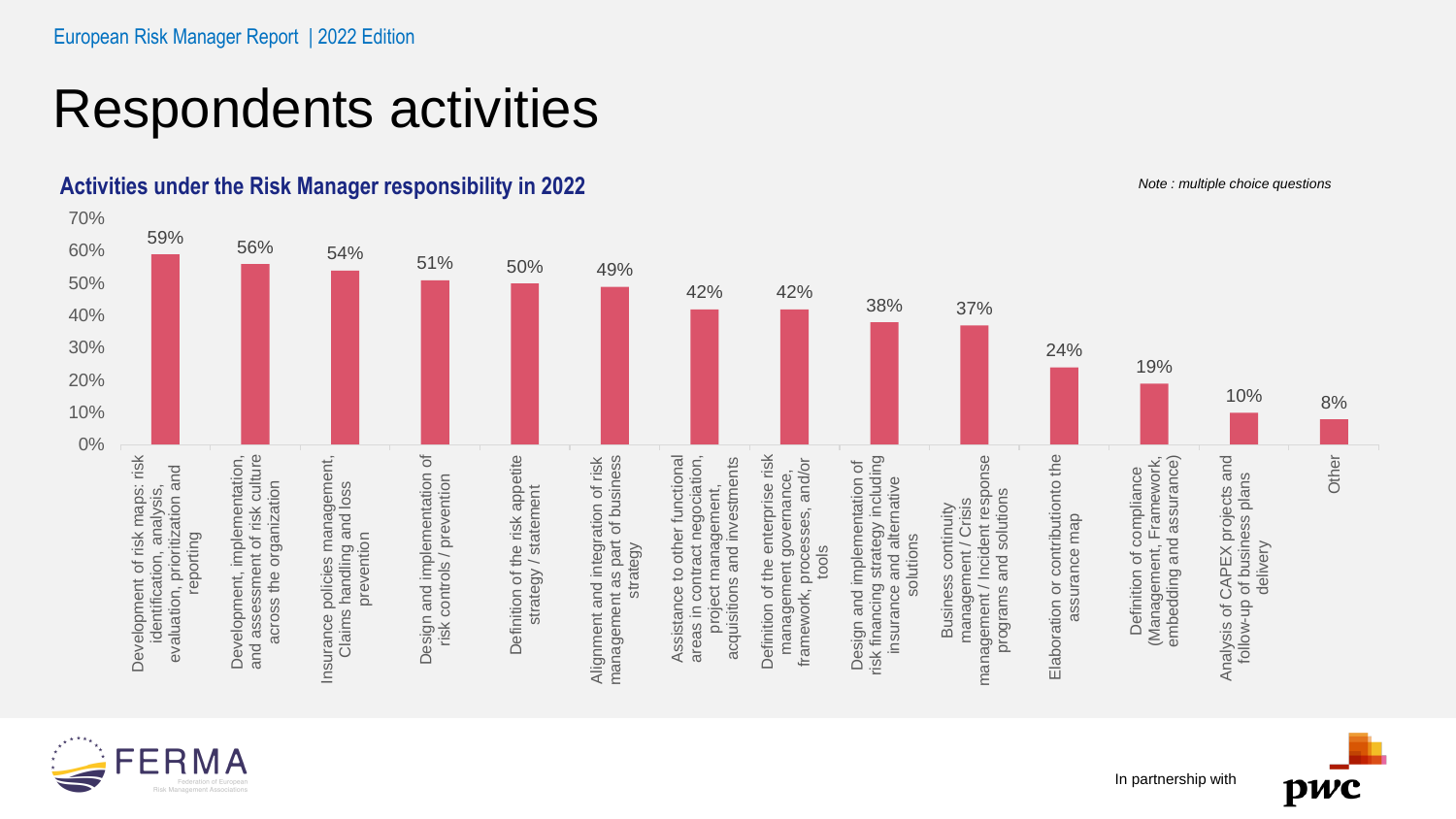# Respondents activities

## Activities under the Risk Manager responsibility in 2022

*Note : multiple choice questions*

| Activity | % |
|---|---|
| Development of risk maps: risk identification, analysis, evaluation, prioritization and reporting | 59% |
| Development, implementation, and assessment of risk culture across the organization | 56% |
| Insurance policies management, Claims handling and loss prevention | 54% |
| Design and implementation of risk controls / prevention | 51% |
| Definition of the risk appetite strategy / statement | 50% |
| Alignment and integration of risk management as part of business strategy | 49% |
| Assistance to other functional areas in contract negociation, project management, acquisitions and investments | 42% |
| Definition of the enterprise risk management governance, framework, processes, and/or tools | 42% |
| Design and implementation of risk financing strategy including insurance and alternative solutions | 38% |
| Business continuity management / Crisis management / Incident response programs and solutions | 37% |
| Elaboration or contributionto the assurance map | 24% |
| Definition of compliance (Management, Framework, embedding and assurance) | 19% |
| Analysis of CAPEX projects and follow-up of business plans delivery | 10% |
| Other | 8% |

In partnership with pwc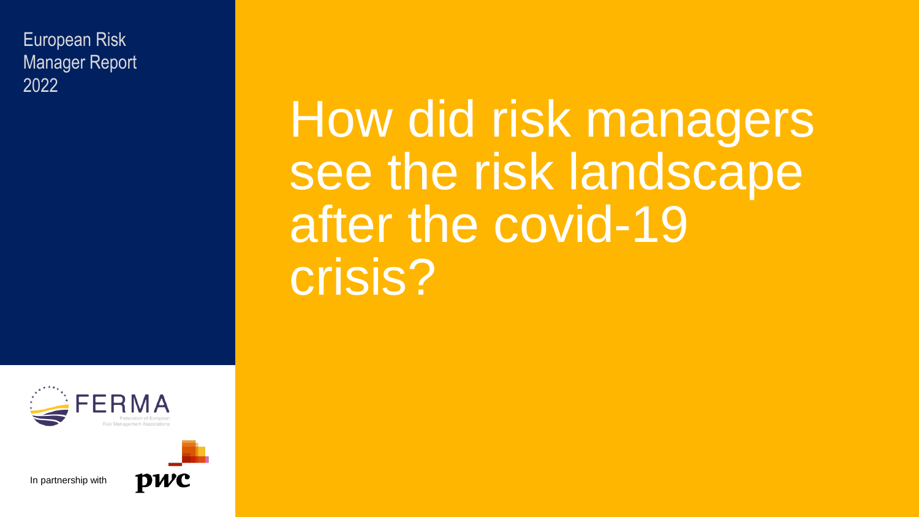European Risk Manager Report 2022

# How did risk managers see the risk landscape after the covid-19 crisis?

FERMA

Federation of European Risk Management Associations

In partnership with

pwc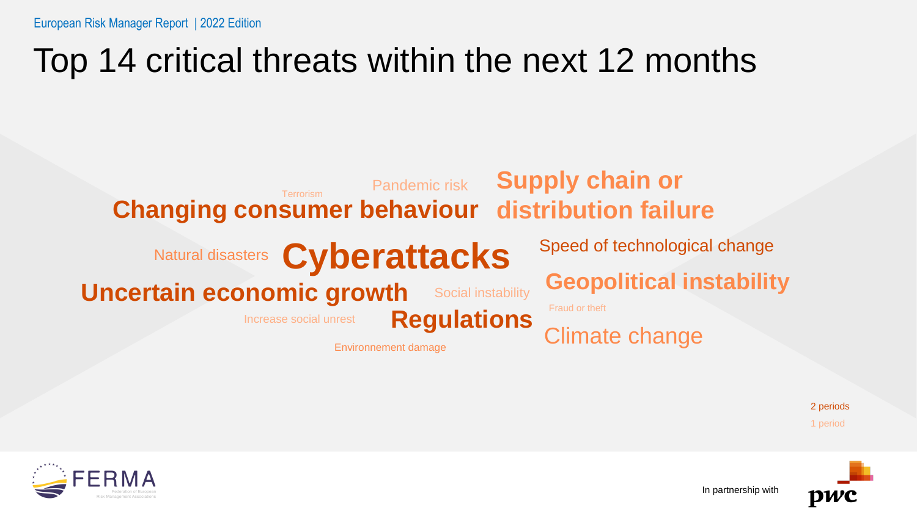# Top 14 critical threats within the next 12 months

Terrorism

Pandemic risk

**Supply chain or distribution failure**

**Changing consumer behaviour**

Natural disasters

**Cyberattacks**

Speed of technological change

**Uncertain economic growth**

Social instability

**Geopolitical instability**

Fraud or theft

Increase social unrest

**Regulations**

Climate change

Environnement damage

2 periods

1 period

In partnership with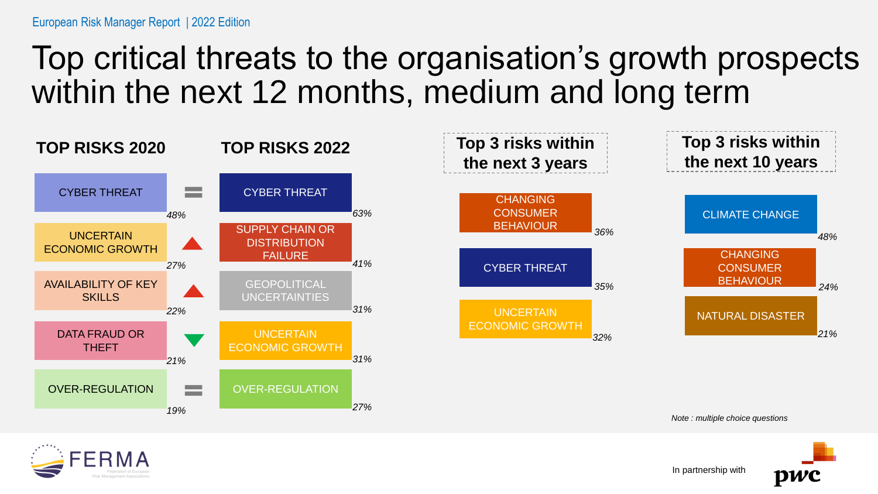# Top critical threats to the organisation's growth prospects within the next 12 months, medium and long term

| TOP RISKS 2020 | | Trend | TOP RISKS 2022 | |
|---|---|---|---|---|
| CYBER THREAT | 48% | = | CYBER THREAT | 63% |
| UNCERTAIN ECONOMIC GROWTH | 27% | ▲ | SUPPLY CHAIN OR DISTRIBUTION FAILURE | 41% |
| AVAILABILITY OF KEY SKILLS | 22% | ▲ | GEOPOLITICAL UNCERTAINTIES | 31% |
| DATA FRAUD OR THEFT | 21% | ▼ | UNCERTAIN ECONOMIC GROWTH | 31% |
| OVER-REGULATION | 19% | = | OVER-REGULATION | 27% |

**Top 3 risks within the next 3 years**

| Risk | % |
|---|---|
| CHANGING CONSUMER BEHAVIOUR | 36% |
| CYBER THREAT | 35% |
| UNCERTAIN ECONOMIC GROWTH | 32% |

**Top 3 risks within the next 10 years**

| Risk | % |
|---|---|
| CLIMATE CHANGE | 48% |
| CHANGING CONSUMER BEHAVIOUR | 24% |
| NATURAL DISASTER | 21% |

*Note : multiple choice questions*

In partnership with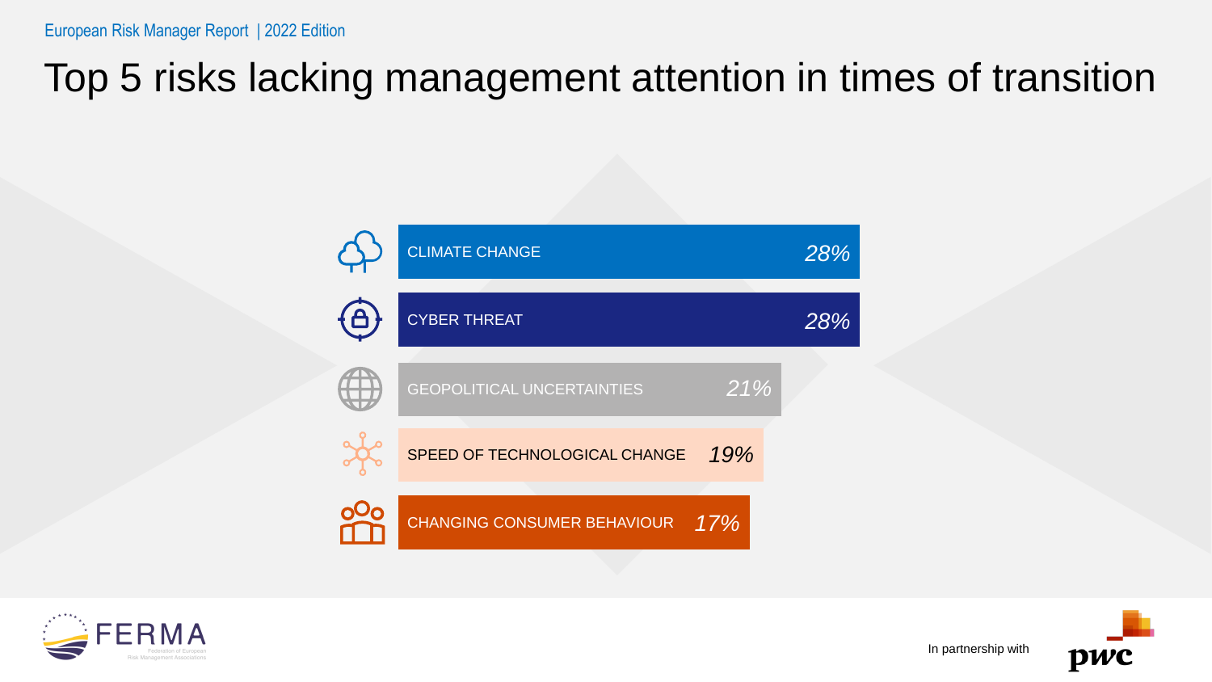# Top 5 risks lacking management attention in times of transition

| Risk | % |
|---|---|
| CLIMATE CHANGE | 28% |
| CYBER THREAT | 28% |
| GEOPOLITICAL UNCERTAINTIES | 21% |
| SPEED OF TECHNOLOGICAL CHANGE | 19% |
| CHANGING CONSUMER BEHAVIOUR | 17% |

In partnership with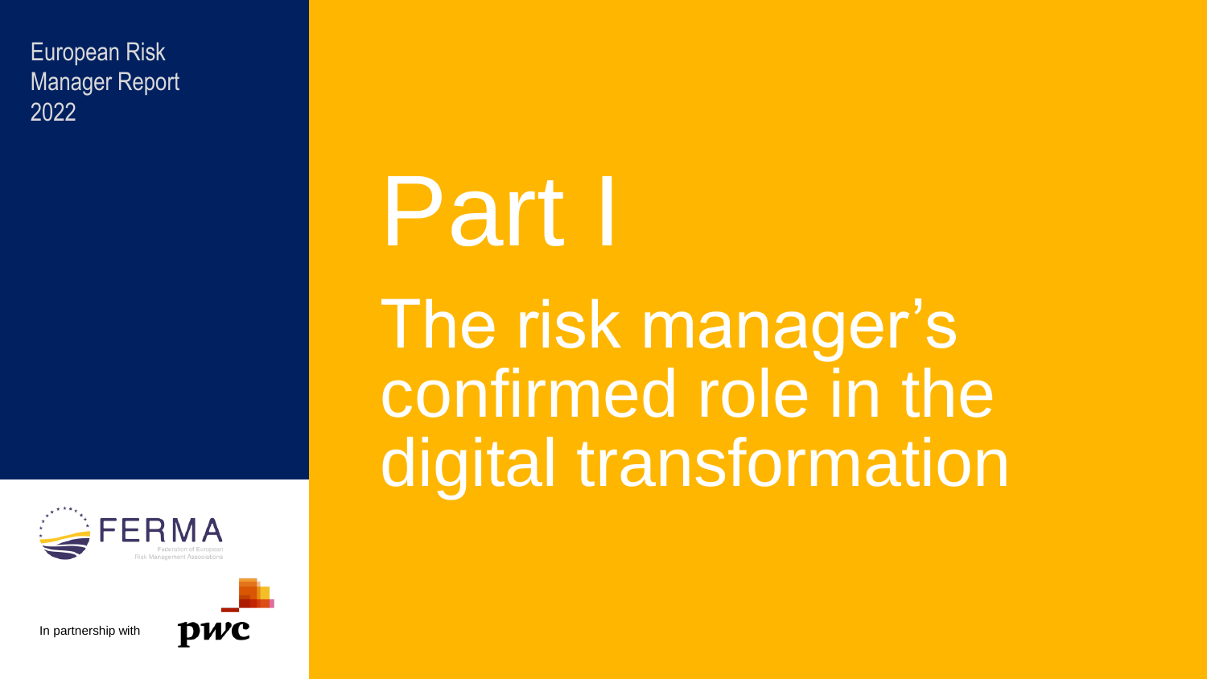European Risk Manager Report 2022

# Part I

## The risk manager's confirmed role in the digital transformation

FERMA
Federation of European Risk Management Associations

In partnership with pwc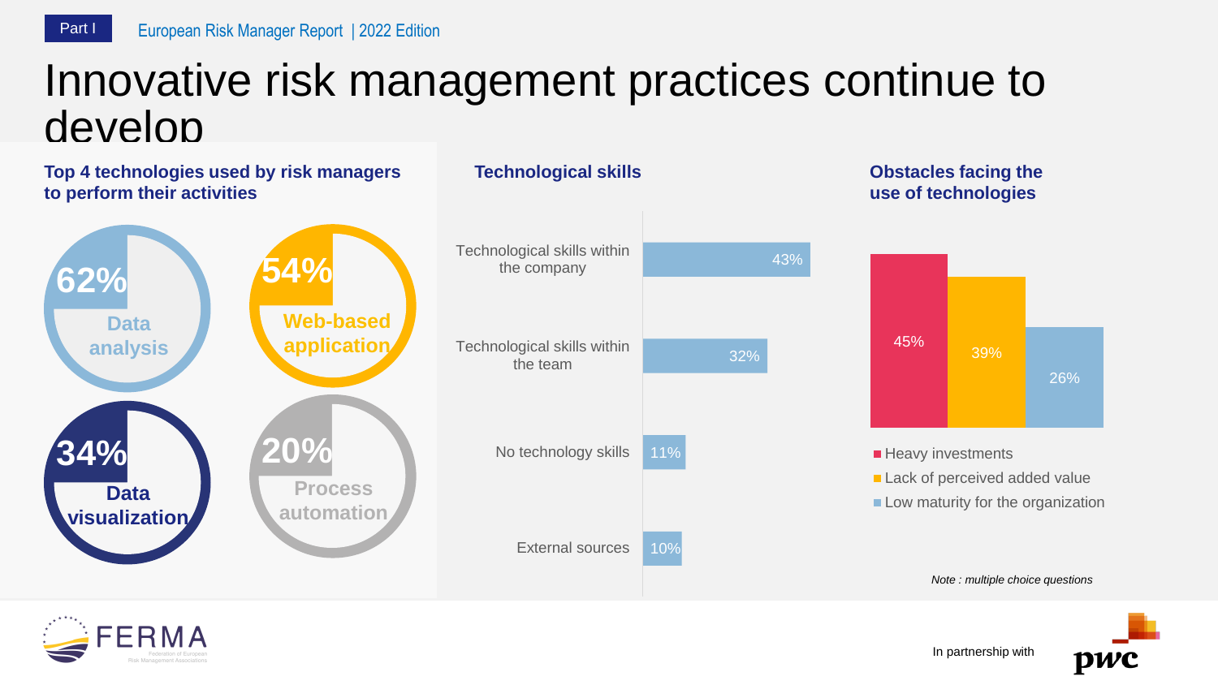# Innovative risk management practices continue to develop

## Top 4 technologies used by risk managers to perform their activities

- 62% Data analysis
- 54% Web-based application
- 34% Data visualization
- 20% Process automation

## Technological skills

| Technological skills | % |
|---|---|
| Technological skills within the company | 43% |
| Technological skills within the team | 32% |
| No technology skills | 11% |
| External sources | 10% |

## Obstacles facing the use of technologies

| Obstacle | % |
|---|---|
| Heavy investments | 45% |
| Lack of perceived added value | 39% |
| Low maturity for the organization | 26% |

*Note : multiple choice questions*

In partnership with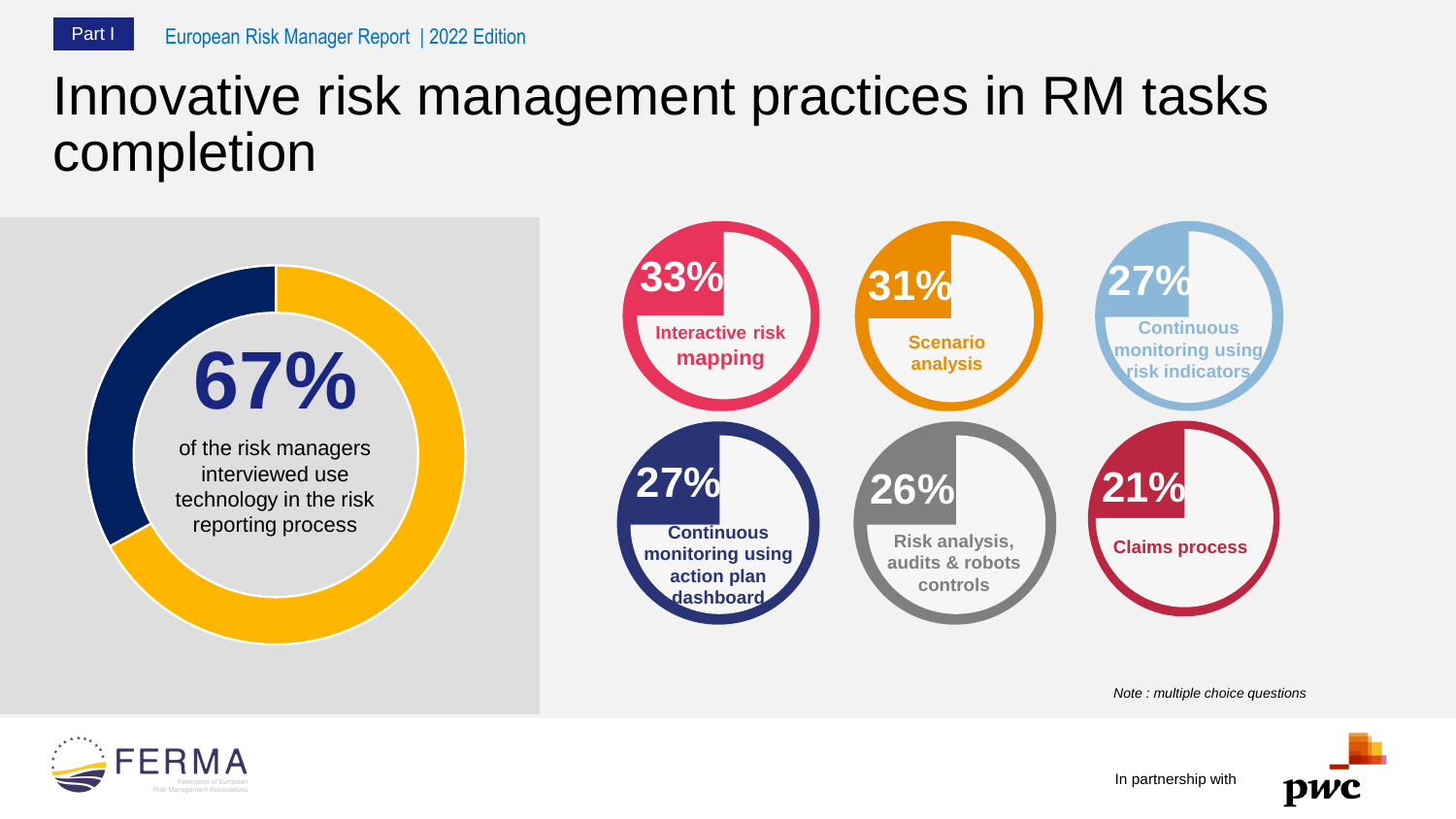# Innovative risk management practices in RM tasks completion

**67%** of the risk managers interviewed use technology in the risk reporting process

- **33%** Interactive risk mapping
- **31%** Scenario analysis
- **27%** Continuous monitoring using risk indicators
- **27%** Continuous monitoring using action plan dashboard
- **26%** Risk analysis, audits & robots controls
- **21%** Claims process

*Note : multiple choice questions*

In partnership with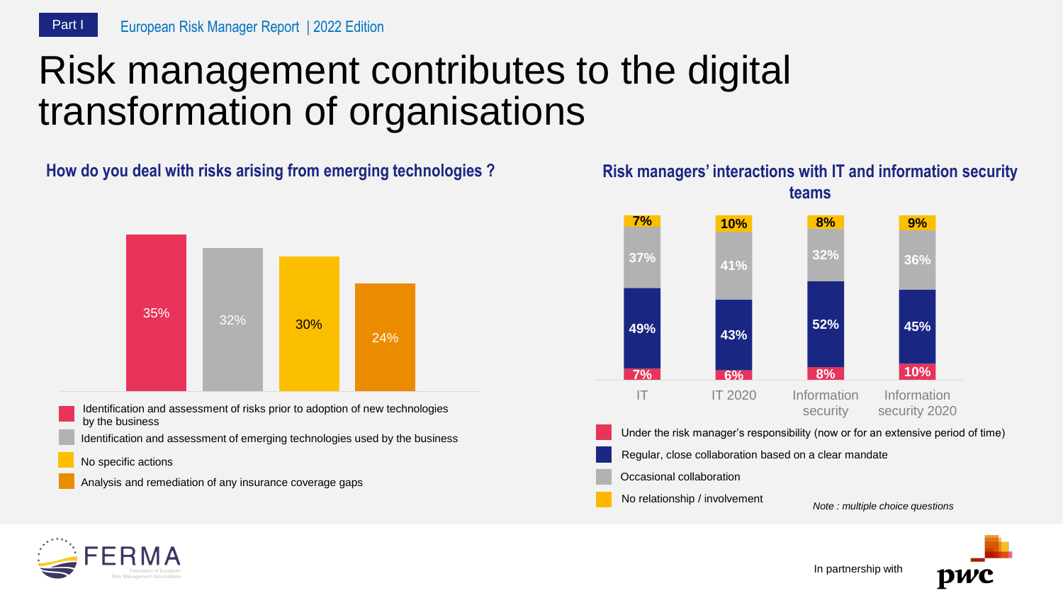# Risk management contributes to the digital transformation of organisations

## How do you deal with risks arising from emerging technologies ?

| Response | % |
| --- | --- |
| Identification and assessment of risks prior to adoption of new technologies by the business | 35% |
| Identification and assessment of emerging technologies used by the business | 32% |
| No specific actions | 30% |
| Analysis and remediation of any insurance coverage gaps | 24% |

## Risk managers' interactions with IT and information security teams

| | IT | IT 2020 | Information security | Information security 2020 |
| --- | --- | --- | --- | --- |
| Under the risk manager's responsibility (now or for an extensive period of time) | 7% | 6% | 8% | 10% |
| Regular, close collaboration based on a clear mandate | 49% | 43% | 52% | 45% |
| Occasional collaboration | 37% | 41% | 32% | 36% |
| No relationship / involvement | 7% | 10% | 8% | 9% |

*Note : multiple choice questions*

In partnership with pwc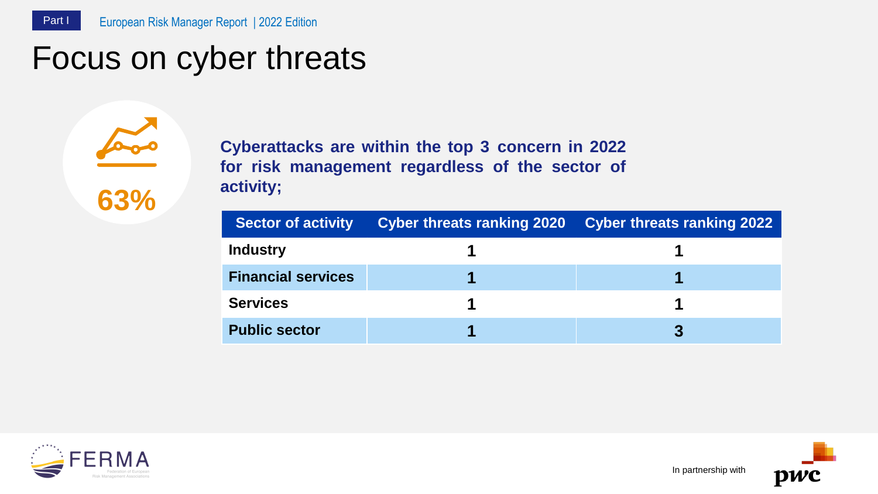# Focus on cyber threats

63%

**Cyberattacks are within the top 3 concern in 2022 for risk management regardless of the sector of activity;**

| Sector of activity | Cyber threats ranking 2020 | Cyber threats ranking 2022 |
|---|---|---|
| **Industry** | **1** | **1** |
| **Financial services** | **1** | **1** |
| **Services** | **1** | **1** |
| **Public sector** | **1** | **3** |

FERMA Federation of European Risk Management Associations

In partnership with pwc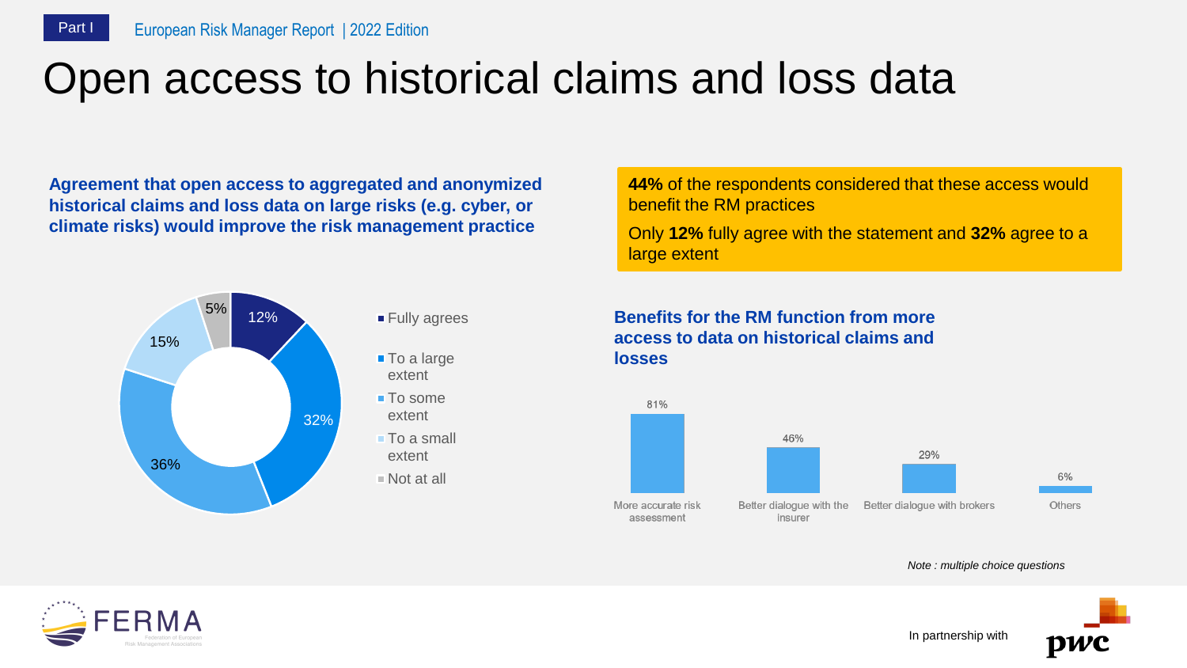# Open access to historical claims and loss data

**Agreement that open access to aggregated and anonymized historical claims and loss data on large risks (e.g. cyber, or climate risks) would improve the risk management practice**

| Response | Share |
|---|---|
| Fully agrees | 12% |
| To a large extent | 32% |
| To some extent | 36% |
| To a small extent | 15% |
| Not at all | 5% |

**44%** of the respondents considered that these access would benefit the RM practices

Only **12%** fully agree with the statement and **32%** agree to a large extent

**Benefits for the RM function from more access to data on historical claims and losses**

| Benefit | Share |
|---|---|
| More accurate risk assessment | 81% |
| Better dialogue with the insurer | 46% |
| Better dialogue with brokers | 29% |
| Others | 6% |

*Note : multiple choice questions*

In partnership with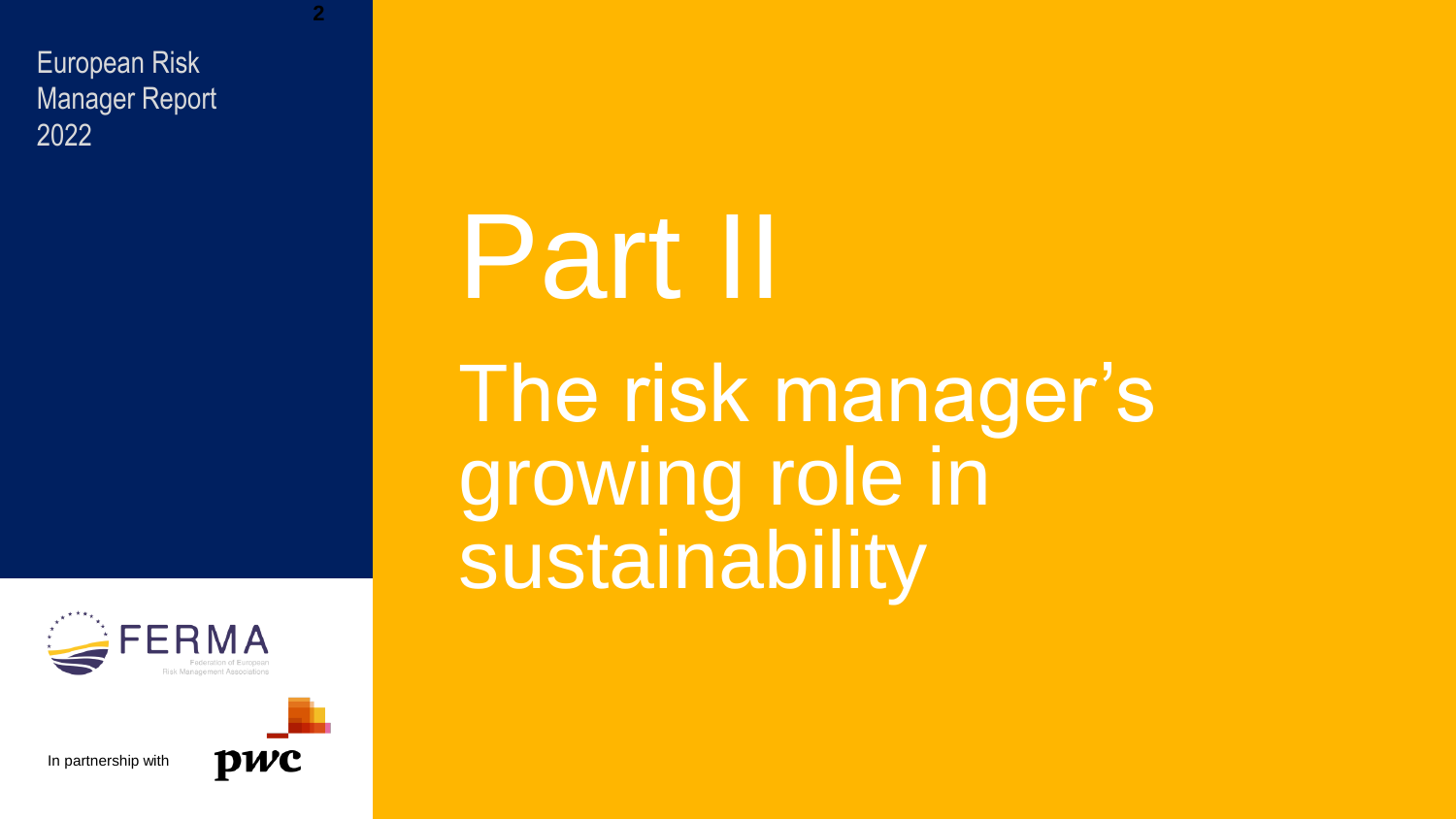# Part II

## The risk manager's growing role in sustainability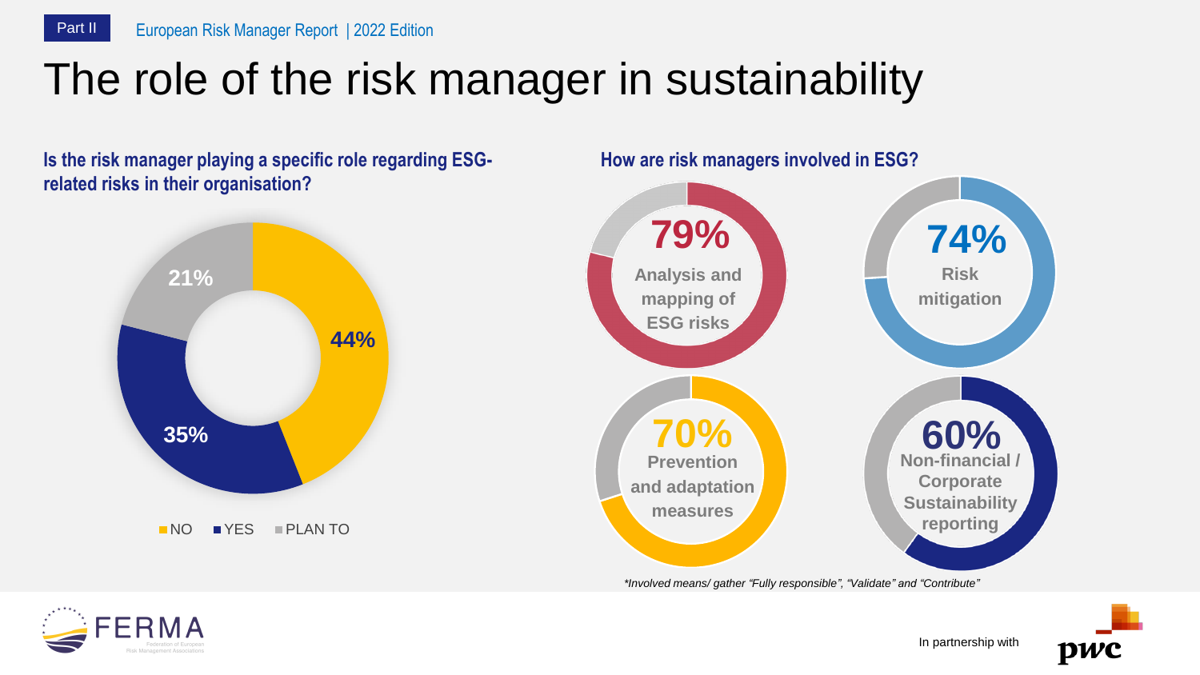Part II

# The role of the risk manager in sustainability

### Is the risk manager playing a specific role regarding ESG-related risks in their organisation?

- NO: 44%
- YES: 35%
- PLAN TO: 21%

### How are risk managers involved in ESG?

- 79% Analysis and mapping of ESG risks
- 74% Risk mitigation
- 70% Prevention and adaptation measures
- 60% Non-financial / Corporate Sustainability reporting

*\*Involved means/ gather "Fully responsible", "Validate" and "Contribute"*

In partnership with pwc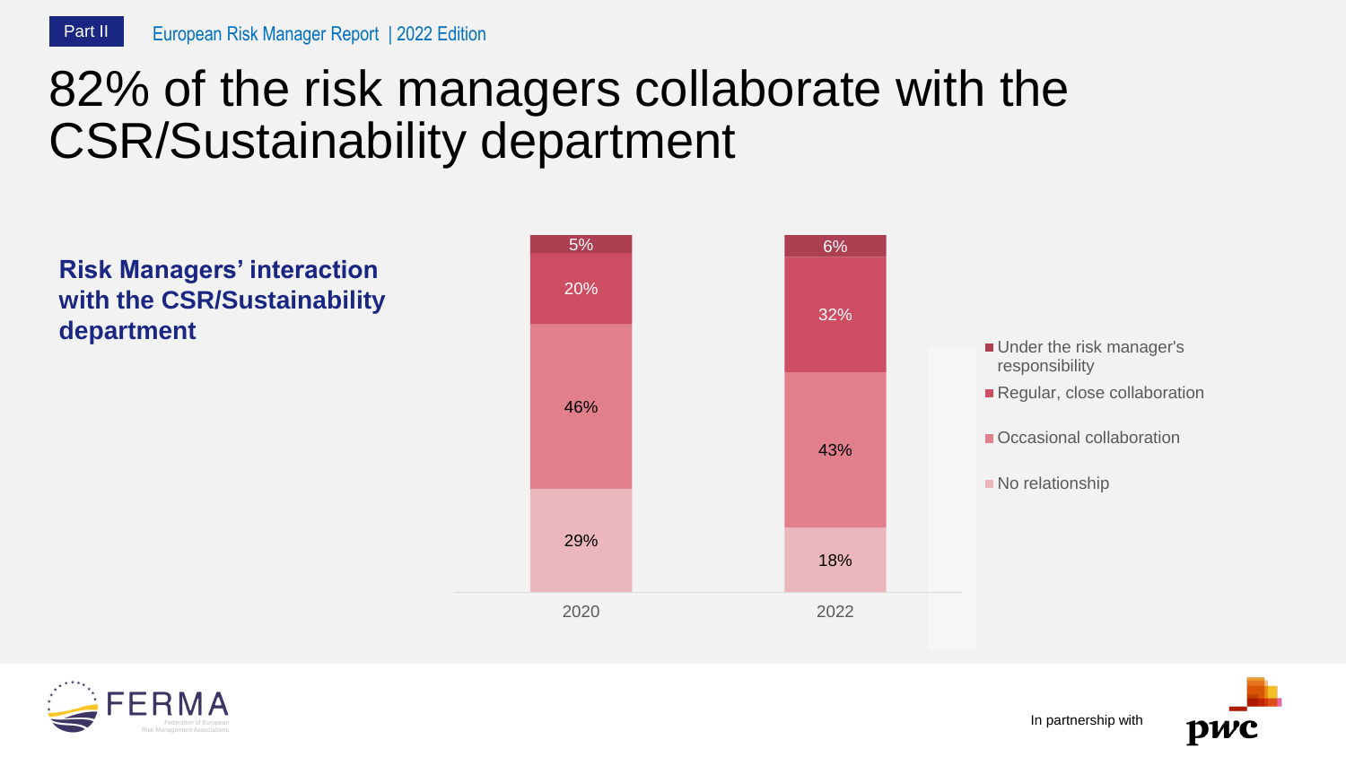# 82% of the risk managers collaborate with the CSR/Sustainability department

**Risk Managers' interaction with the CSR/Sustainability department**

| | 2020 | 2022 |
|---|---|---|
| Under the risk manager's responsibility | 5% | 6% |
| Regular, close collaboration | 20% | 32% |
| Occasional collaboration | 46% | 43% |
| No relationship | 29% | 18% |

In partnership with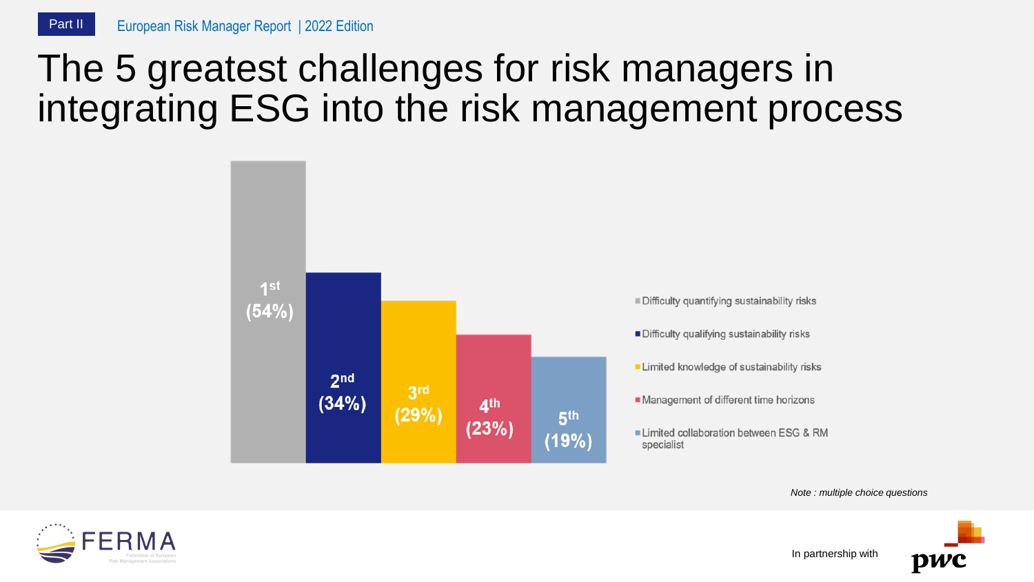# The 5 greatest challenges for risk managers in integrating ESG into the risk management process

| Rank | Challenge | Share |
| --- | --- | --- |
| 1st | Difficulty quantifying sustainability risks | 54% |
| 2nd | Difficulty qualifying sustainability risks | 34% |
| 3rd | Limited knowledge of sustainability risks | 29% |
| 4th | Management of different time horizons | 23% |
| 5th | Limited collaboration between ESG & RM specialist | 19% |

*Note : multiple choice questions*

In partnership with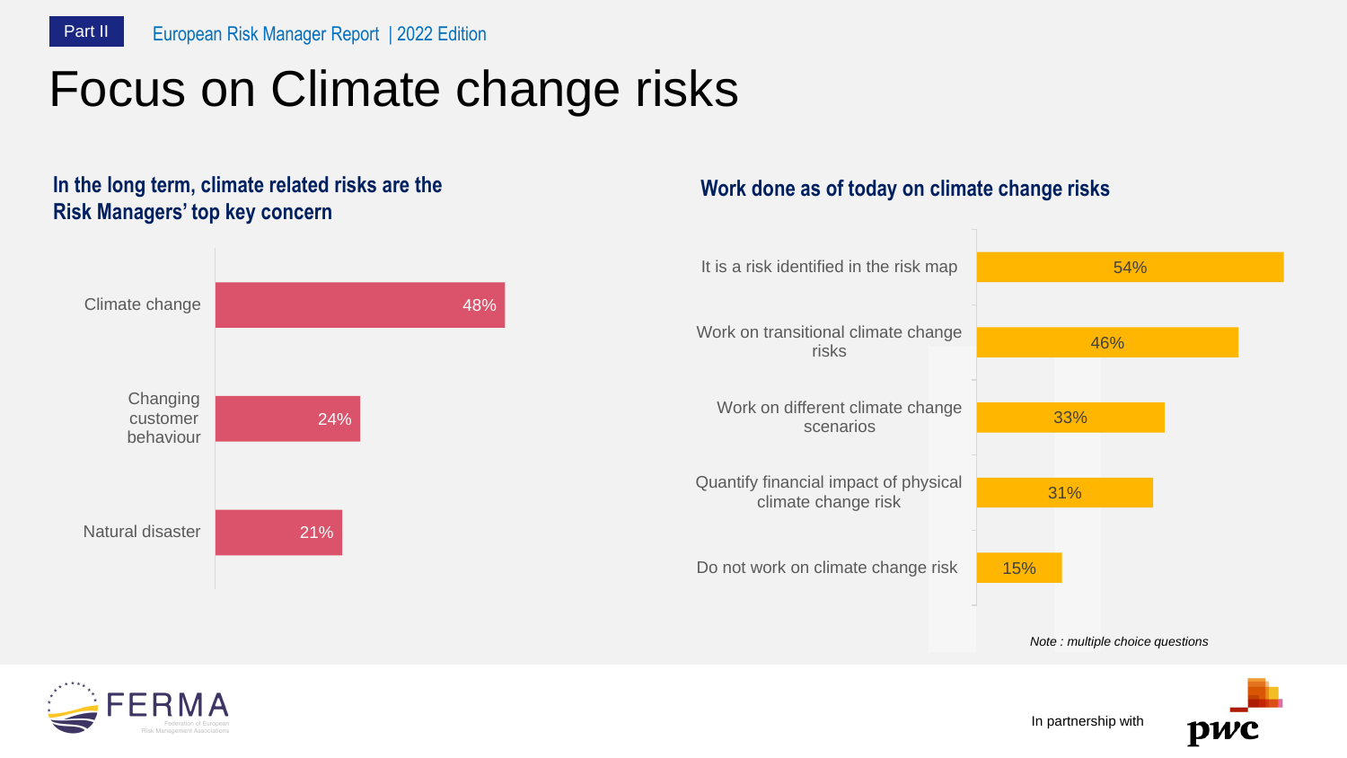# Focus on Climate change risks

### In the long term, climate related risks are the Risk Managers' top key concern

| Risk | % |
| --- | --- |
| Climate change | 48% |
| Changing customer behaviour | 24% |
| Natural disaster | 21% |

### Work done as of today on climate change risks

| Work done | % |
| --- | --- |
| It is a risk identified in the risk map | 54% |
| Work on transitional climate change risks | 46% |
| Work on different climate change scenarios | 33% |
| Quantify financial impact of physical climate change risk | 31% |
| Do not work on climate change risk | 15% |

*Note : multiple choice questions*

In partnership with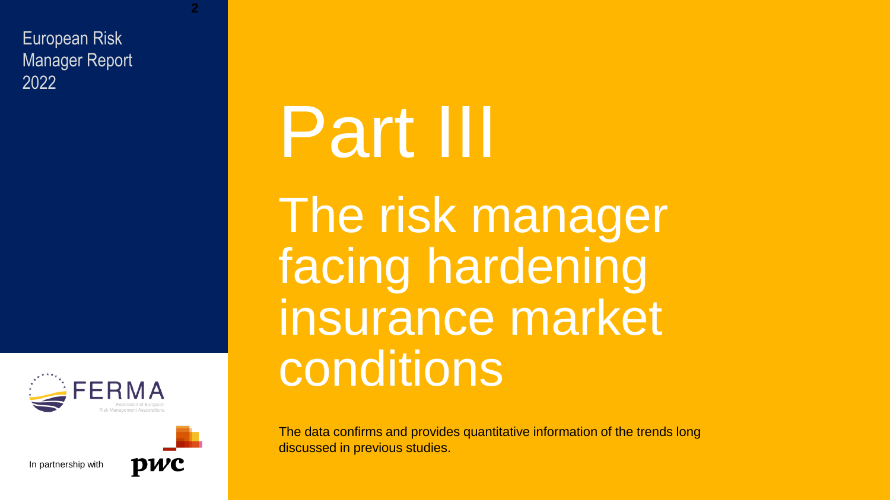# Part III

## The risk manager facing hardening insurance market conditions

The data confirms and provides quantitative information of the trends long discussed in previous studies.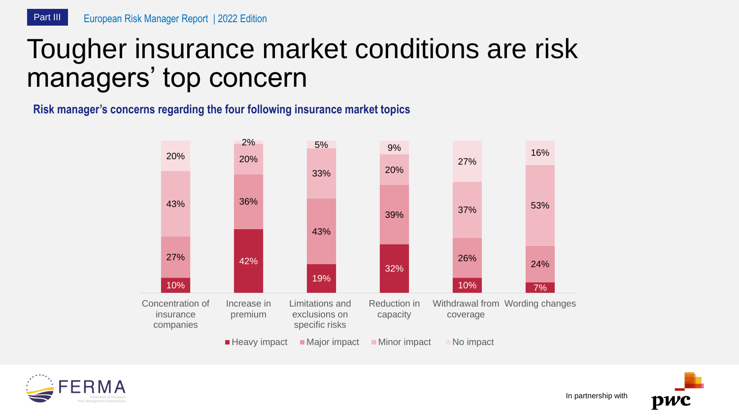# Tougher insurance market conditions are risk managers' top concern

**Risk manager's concerns regarding the four following insurance market topics**

| | Heavy impact | Major impact | Minor impact | No impact |
|---|---|---|---|---|
| Concentration of insurance companies | 10% | 27% | 43% | 20% |
| Increase in premium | 42% | 36% | 20% | 2% |
| Limitations and exclusions on specific risks | 19% | 43% | 33% | 5% |
| Reduction in capacity | 32% | 39% | 20% | 9% |
| Withdrawal from coverage | 10% | 26% | 37% | 27% |
| Wording changes | 7% | 24% | 53% | 16% |

In partnership with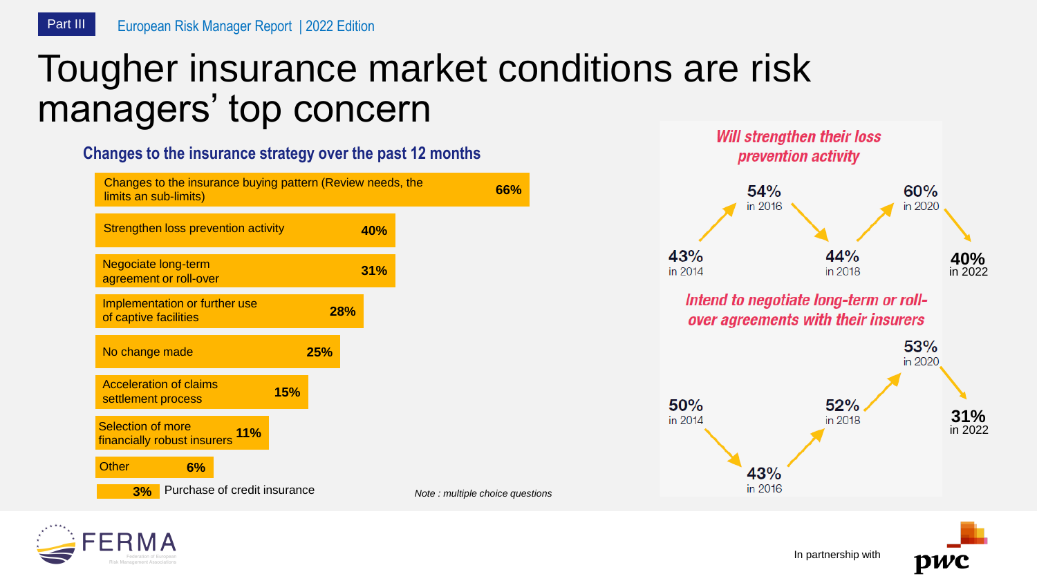# Tougher insurance market conditions are risk managers' top concern

## Changes to the insurance strategy over the past 12 months

| Change | % |
| --- | --- |
| Changes to the insurance buying pattern (Review needs, the limits an sub-limits) | 66% |
| Strengthen loss prevention activity | 40% |
| Negociate long-term agreement or roll-over | 31% |
| Implementation or further use of captive facilities | 28% |
| No change made | 25% |
| Acceleration of claims settlement process | 15% |
| Selection of more financially robust insurers | 11% |
| Other | 6% |
| Purchase of credit insurance | 3% |

*Note : multiple choice questions*

### *Will strengthen their loss prevention activity*

| Year | % |
| --- | --- |
| 2014 | 43% |
| 2016 | 54% |
| 2018 | 44% |
| 2020 | 60% |
| 2022 | 40% |

### *Intend to negotiate long-term or roll-over agreements with their insurers*

| Year | % |
| --- | --- |
| 2014 | 50% |
| 2016 | 43% |
| 2018 | 52% |
| 2020 | 53% |
| 2022 | 31% |

FERMA Federation of European Risk Management Associations

In partnership with pwc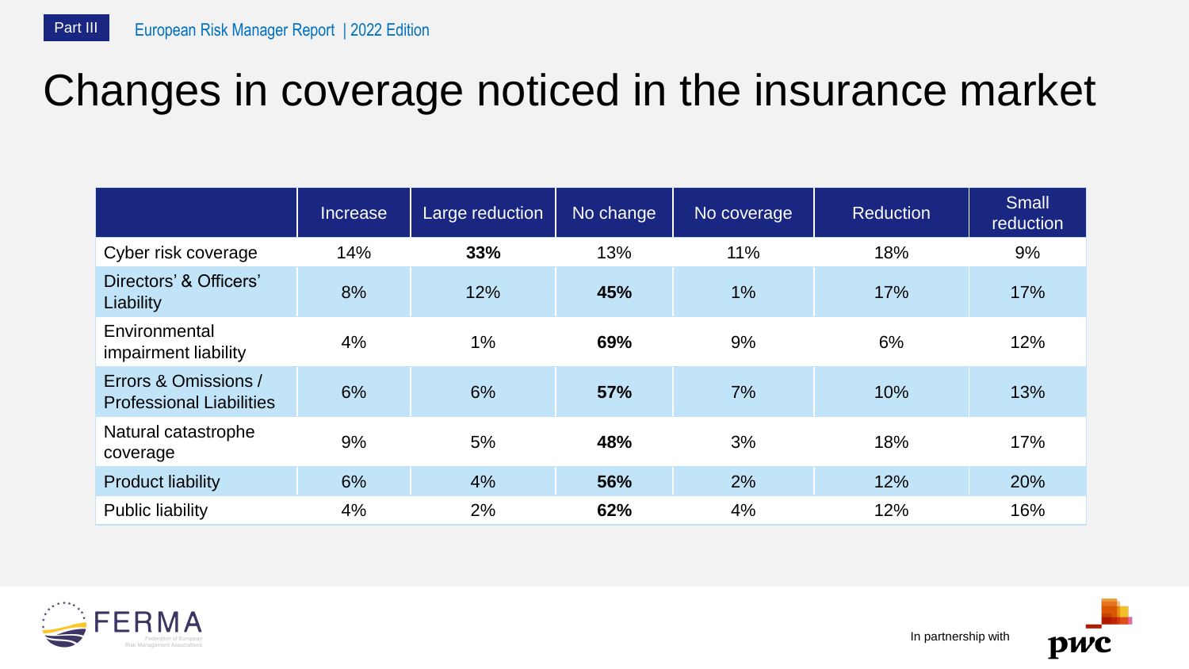# Changes in coverage noticed in the insurance market

| | Increase | Large reduction | No change | No coverage | Reduction | Small reduction |
|---|---|---|---|---|---|---|
| Cyber risk coverage | 14% | **33%** | 13% | 11% | 18% | 9% |
| Directors' & Officers' Liability | 8% | 12% | **45%** | 1% | 17% | 17% |
| Environmental impairment liability | 4% | 1% | **69%** | 9% | 6% | 12% |
| Errors & Omissions / Professional Liabilities | 6% | 6% | **57%** | 7% | 10% | 13% |
| Natural catastrophe coverage | 9% | 5% | **48%** | 3% | 18% | 17% |
| Product liability | 6% | 4% | **56%** | 2% | 12% | 20% |
| Public liability | 4% | 2% | **62%** | 4% | 12% | 16% |

In partnership with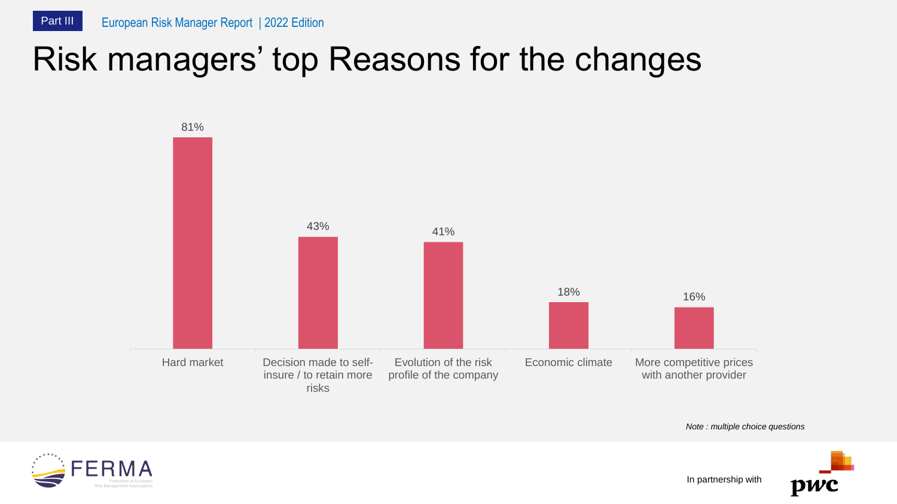# Risk managers' top Reasons for the changes

| Reason | % |
|---|---|
| Hard market | 81% |
| Decision made to self-insure / to retain more risks | 43% |
| Evolution of the risk profile of the company | 41% |
| Economic climate | 18% |
| More competitive prices with another provider | 16% |

*Note : multiple choice questions*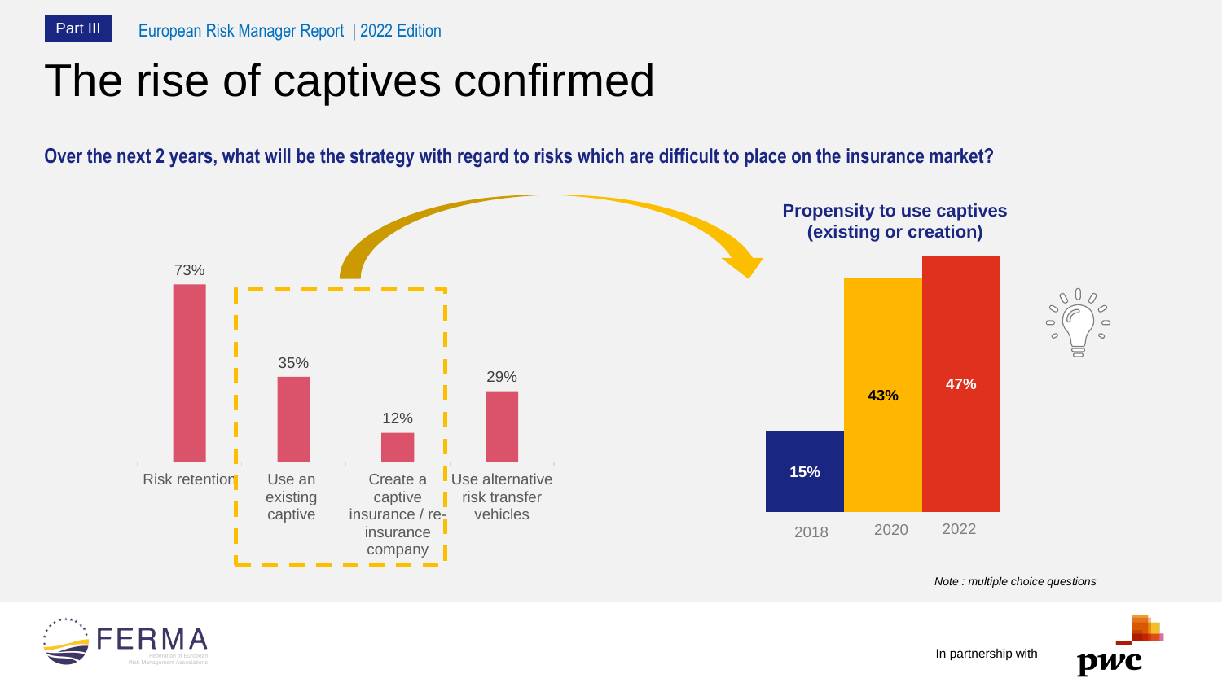# The rise of captives confirmed

**Over the next 2 years, what will be the strategy with regard to risks which are difficult to place on the insurance market?**

| Strategy | % |
|---|---|
| Risk retention | 73% |
| Use an existing captive | 35% |
| Create a captive insurance / re-insurance company | 12% |
| Use alternative risk transfer vehicles | 29% |

**Propensity to use captives (existing or creation)**

| Year | % |
|---|---|
| 2018 | 15% |
| 2020 | 43% |
| 2022 | 47% |

*Note : multiple choice questions*

In partnership with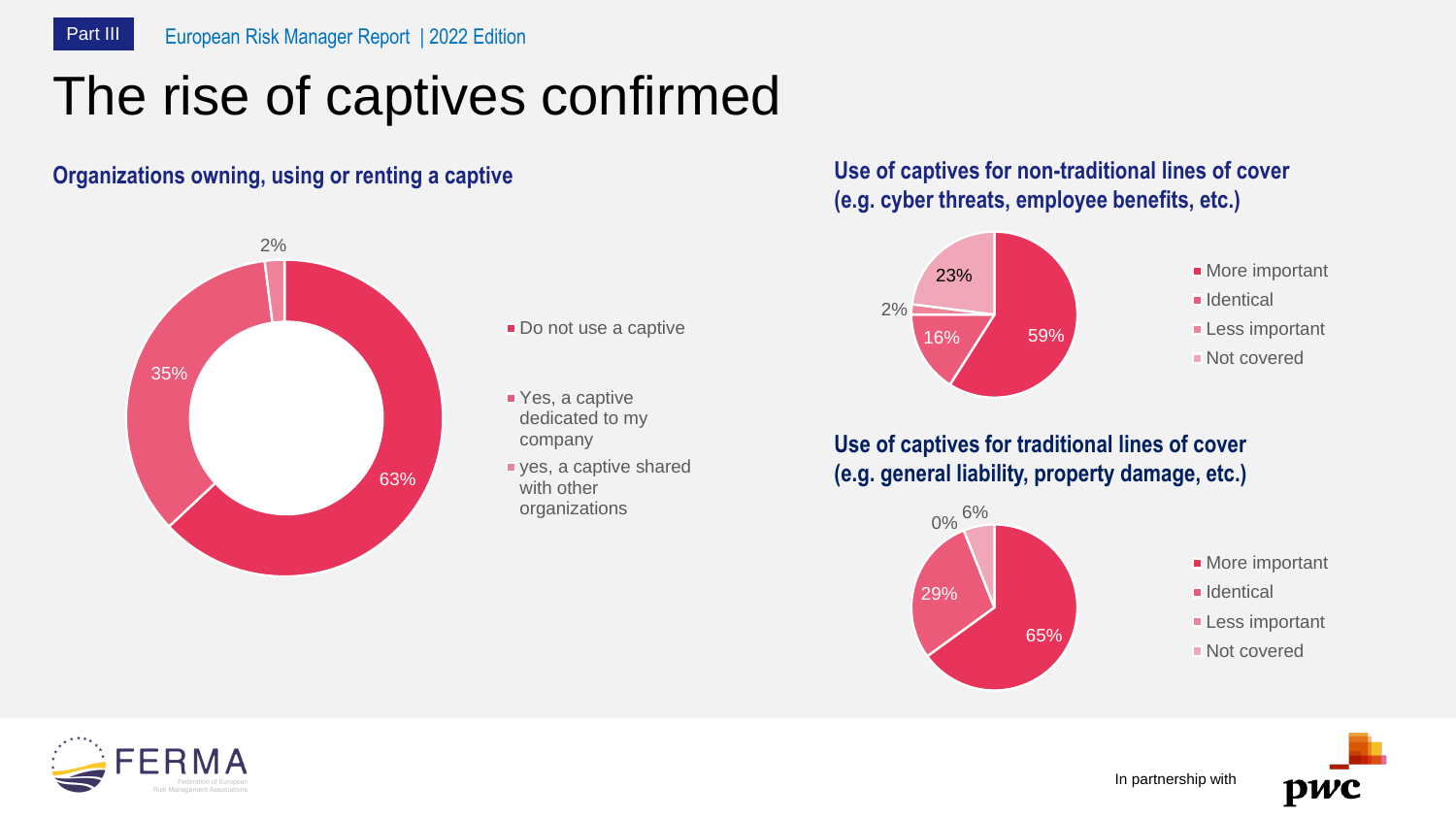# The rise of captives confirmed

## Organizations owning, using or renting a captive

- Do not use a captive: 63%
- Yes, a captive dedicated to my company: 35%
- yes, a captive shared with other organizations: 2%

## Use of captives for non-traditional lines of cover (e.g. cyber threats, employee benefits, etc.)

- More important: 59%
- Identical: 16%
- Less important: 2%
- Not covered: 23%

## Use of captives for traditional lines of cover (e.g. general liability, property damage, etc.)

- More important: 65%
- Identical: 29%
- Less important: 0%
- Not covered: 6%

In partnership with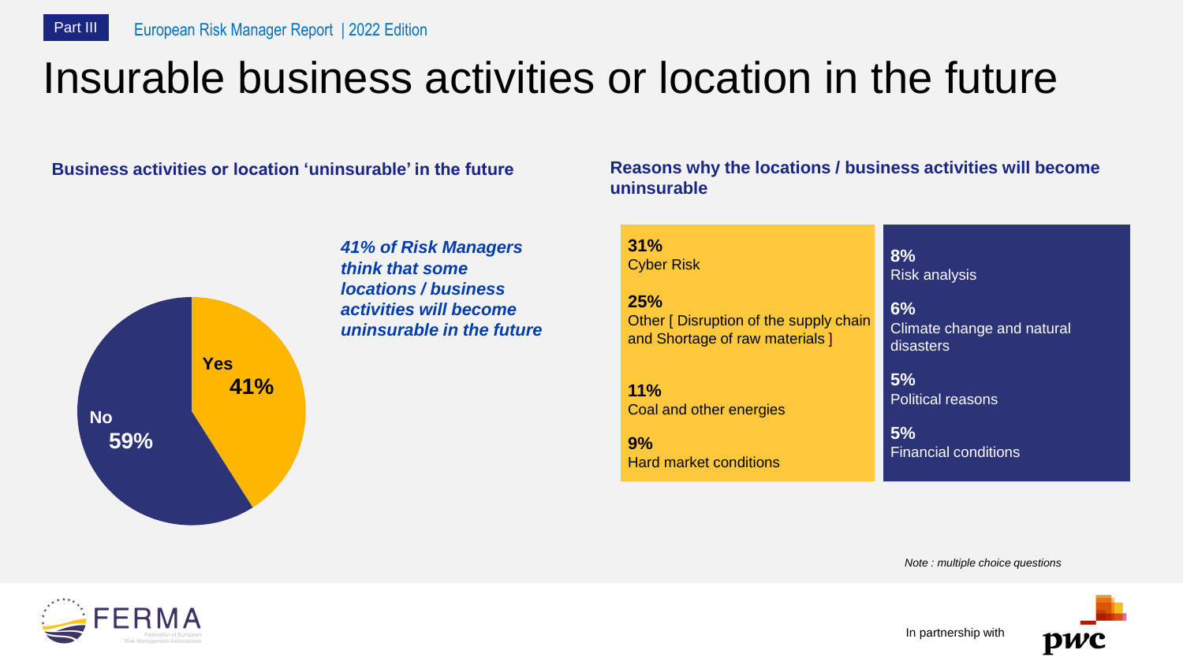# Insurable business activities or location in the future

## Business activities or location 'uninsurable' in the future

Yes 41%

No 59%

***41% of Risk Managers think that some locations / business activities will become uninsurable in the future***

## Reasons why the locations / business activities will become uninsurable

**31%** Cyber Risk

**25%** Other [ Disruption of the supply chain and Shortage of raw materials ]

**11%** Coal and other energies

**9%** Hard market conditions

**8%** Risk analysis

**6%** Climate change and natural disasters

**5%** Political reasons

**5%** Financial conditions

*Note : multiple choice questions*

In partnership with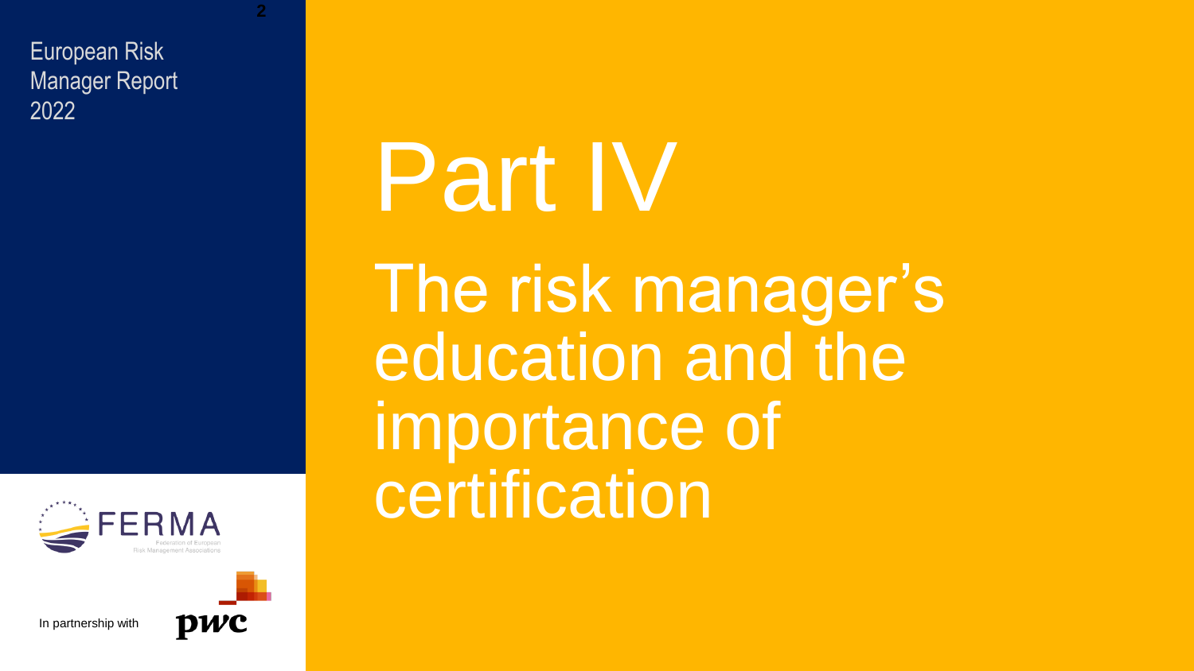# Part IV

## The risk manager's education and the importance of certification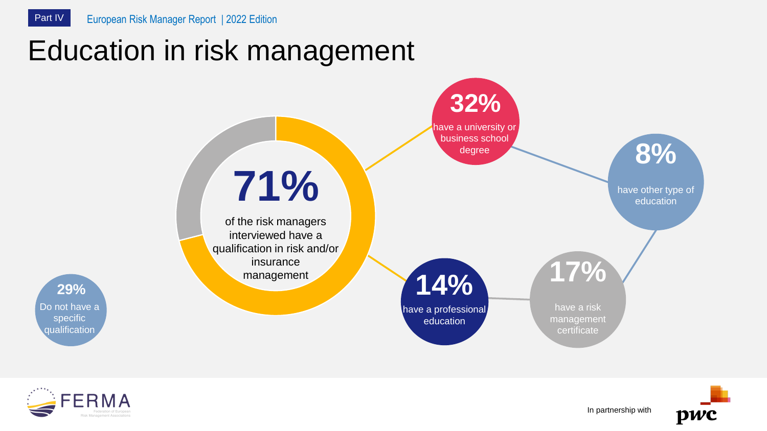# Education in risk management

**71%**

of the risk managers interviewed have a qualification in risk and/or insurance management

**32%**
have a university or business school degree

**8%**
have other type of education

**14%**
have a professional education

**17%**
have a risk management certificate

**29%**
Do not have a specific qualification

In partnership with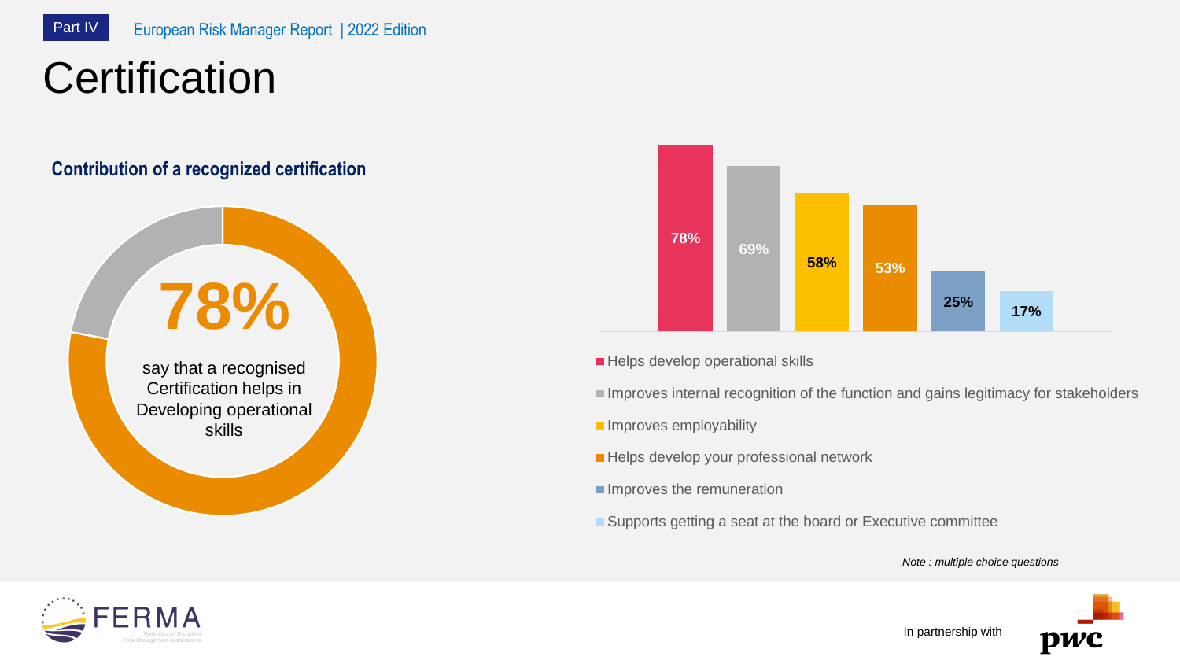# Certification

## Contribution of a recognized certification

**78%**

say that a recognised Certification helps in Developing operational skills

| Contribution | % |
|---|---|
| Helps develop operational skills | 78% |
| Improves internal recognition of the function and gains legitimacy for stakeholders | 69% |
| Improves employability | 58% |
| Helps develop your professional network | 53% |
| Improves the remuneration | 25% |
| Supports getting a seat at the board or Executive committee | 17% |

*Note : multiple choice questions*

In partnership with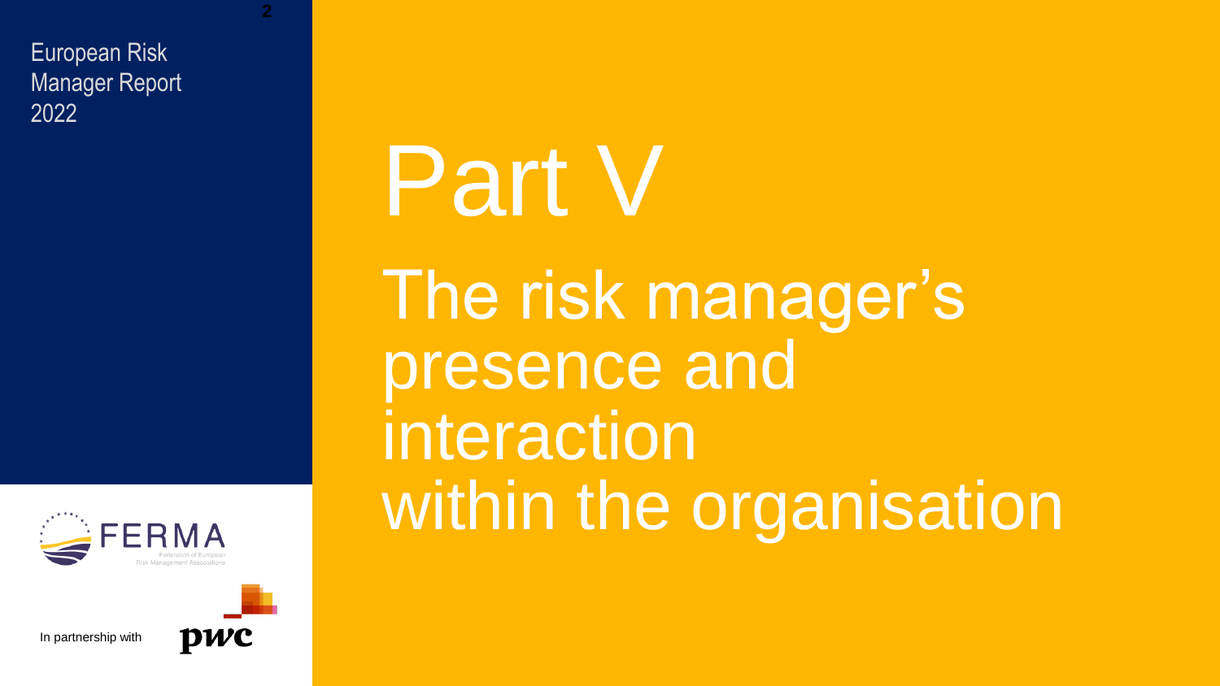# Part V

## The risk manager's presence and interaction within the organisation

European Risk Manager Report 2022

FERMA
Federation of European Risk Management Associations

In partnership with pwc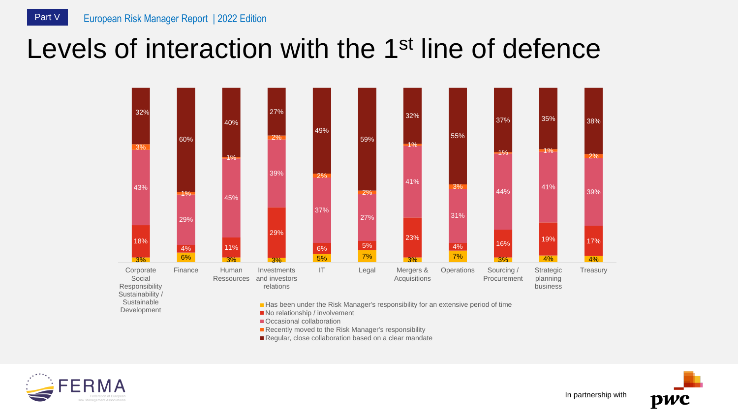# Levels of interaction with the 1st line of defence

| | Has been under the Risk Manager's responsibility for an extensive period of time | No relationship / involvement | Occasional collaboration | Recently moved to the Risk Manager's responsibility | Regular, close collaboration based on a clear mandate |
|---|---|---|---|---|---|
| Corporate Social Responsibility Sustainability / Sustainable Development | 3% | 18% | 43% | 3% | 32% |
| Finance | 6% | 4% | 29% | 1% | 60% |
| Human Ressources | 3% | 11% | 45% | 1% | 40% |
| Investments and investors relations | 3% | 29% | 39% | 2% | 27% |
| IT | 5% | 6% | 37% | 2% | 49% |
| Legal | 7% | 5% | 27% | 2% | 59% |
| Mergers & Acquisitions | 3% | 23% | 41% | 1% | 32% |
| Operations | 7% | 4% | 31% | 3% | 55% |
| Sourcing / Procurement | 3% | 16% | 44% | 1% | 37% |
| Strategic planning business | 4% | 19% | 41% | 1% | 35% |
| Treasury | 4% | 17% | 39% | 2% | 38% |

In partnership with pwc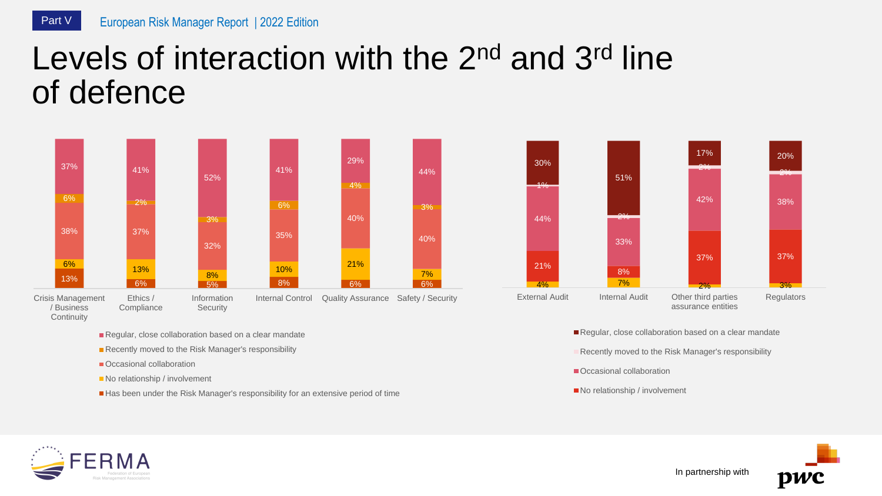# Levels of interaction with the 2nd and 3rd line of defence

| | Crisis Management / Business Continuity | Ethics / Compliance | Information Security | Internal Control | Quality Assurance | Safety / Security |
|---|---|---|---|---|---|---|
| Regular, close collaboration based on a clear mandate | 37% | 41% | 52% | 41% | 29% | 44% |
| Recently moved to the Risk Manager's responsibility | 6% | 2% | 3% | 6% | 4% | 3% |
| Occasional collaboration | 38% | 37% | 32% | 35% | 40% | 40% |
| No relationship / involvement | 6% | 13% | 8% | 10% | 21% | 7% |
| Has been under the Risk Manager's responsibility for an extensive period of time | 13% | 6% | 5% | 8% | 6% | 6% |

| | External Audit | Internal Audit | Other third parties assurance entities | Regulators |
|---|---|---|---|---|
| Regular, close collaboration based on a clear mandate | 30% | 51% | 17% | 20% |
| Recently moved to the Risk Manager's responsibility | 1% | 2% | 2% | 2% |
| Occasional collaboration | 44% | 33% | 42% | 38% |
| No relationship / involvement | 21% | 8% | 37% | 37% |
| (unlabelled) | 4% | 7% | 2% | 3% |

In partnership with pwc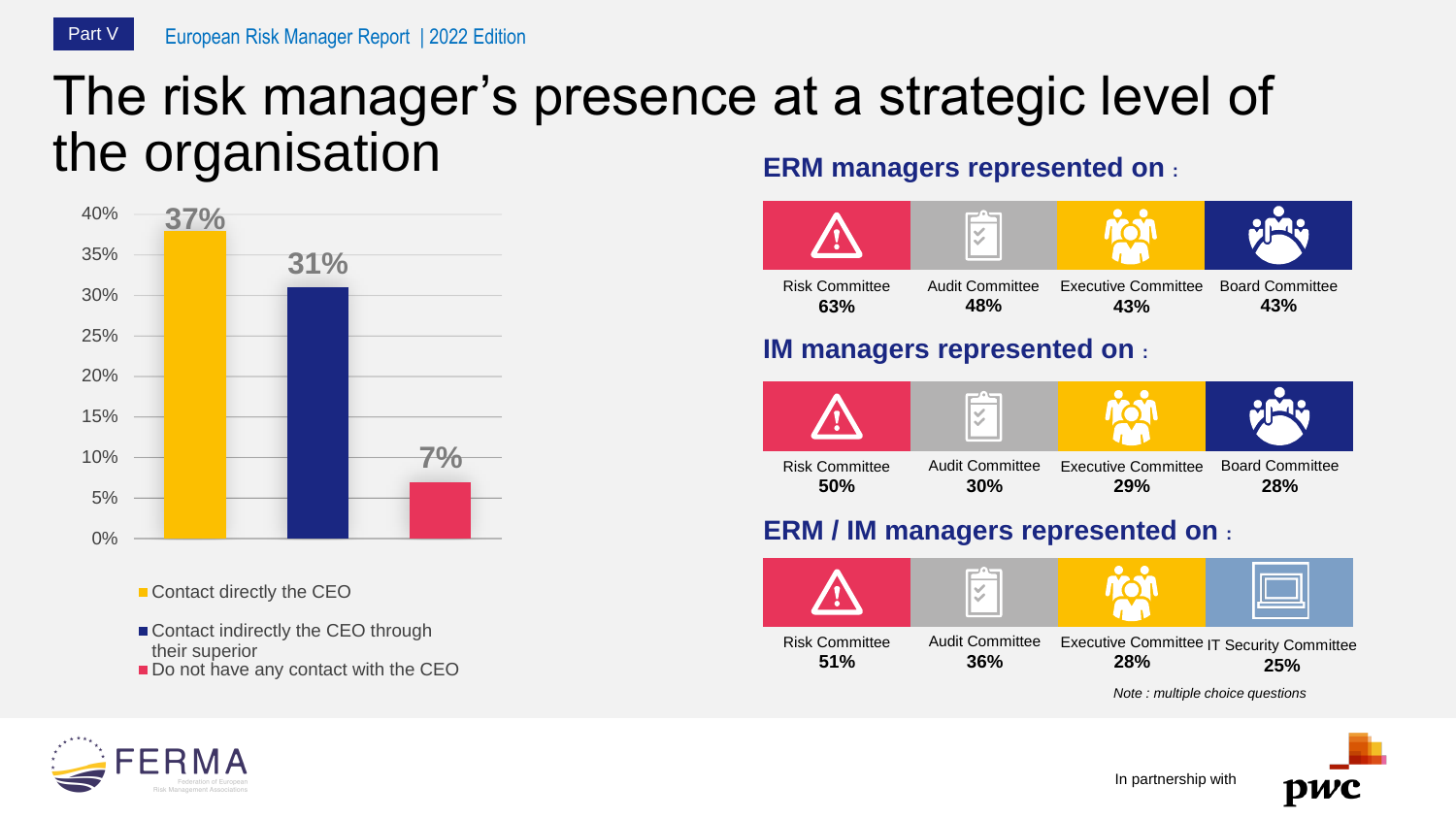# The risk manager's presence at a strategic level of the organisation

| Contact with the CEO | % |
|---|---|
| Contact directly the CEO | 37% |
| Contact indirectly the CEO through their superior | 31% |
| Do not have any contact with the CEO | 7% |

## ERM managers represented on :

| Risk Committee | Audit Committee | Executive Committee | Board Committee |
|---|---|---|---|
| 63% | 48% | 43% | 43% |

## IM managers represented on :

| Risk Committee | Audit Committee | Executive Committee | Board Committee |
|---|---|---|---|
| 50% | 30% | 29% | 28% |

## ERM / IM managers represented on :

| Risk Committee | Audit Committee | Executive Committee | IT Security Committee |
|---|---|---|---|
| 51% | 36% | 28% | 25% |

*Note : multiple choice questions*

In partnership with pwc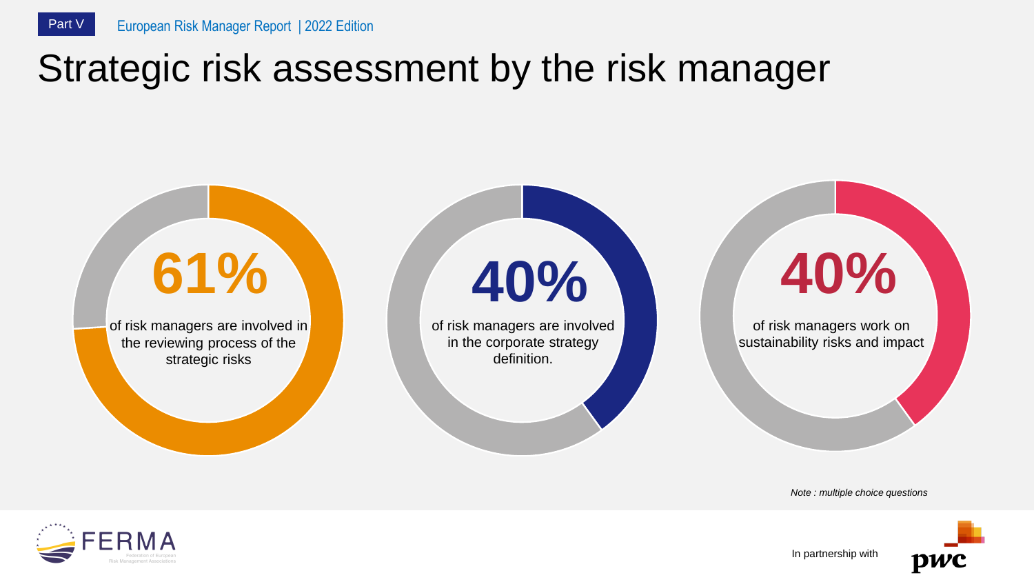# Strategic risk assessment by the risk manager

**61%**

of risk managers are involved in the reviewing process of the strategic risks

**40%**

of risk managers are involved in the corporate strategy definition.

**40%**

of risk managers work on sustainability risks and impact

*Note : multiple choice questions*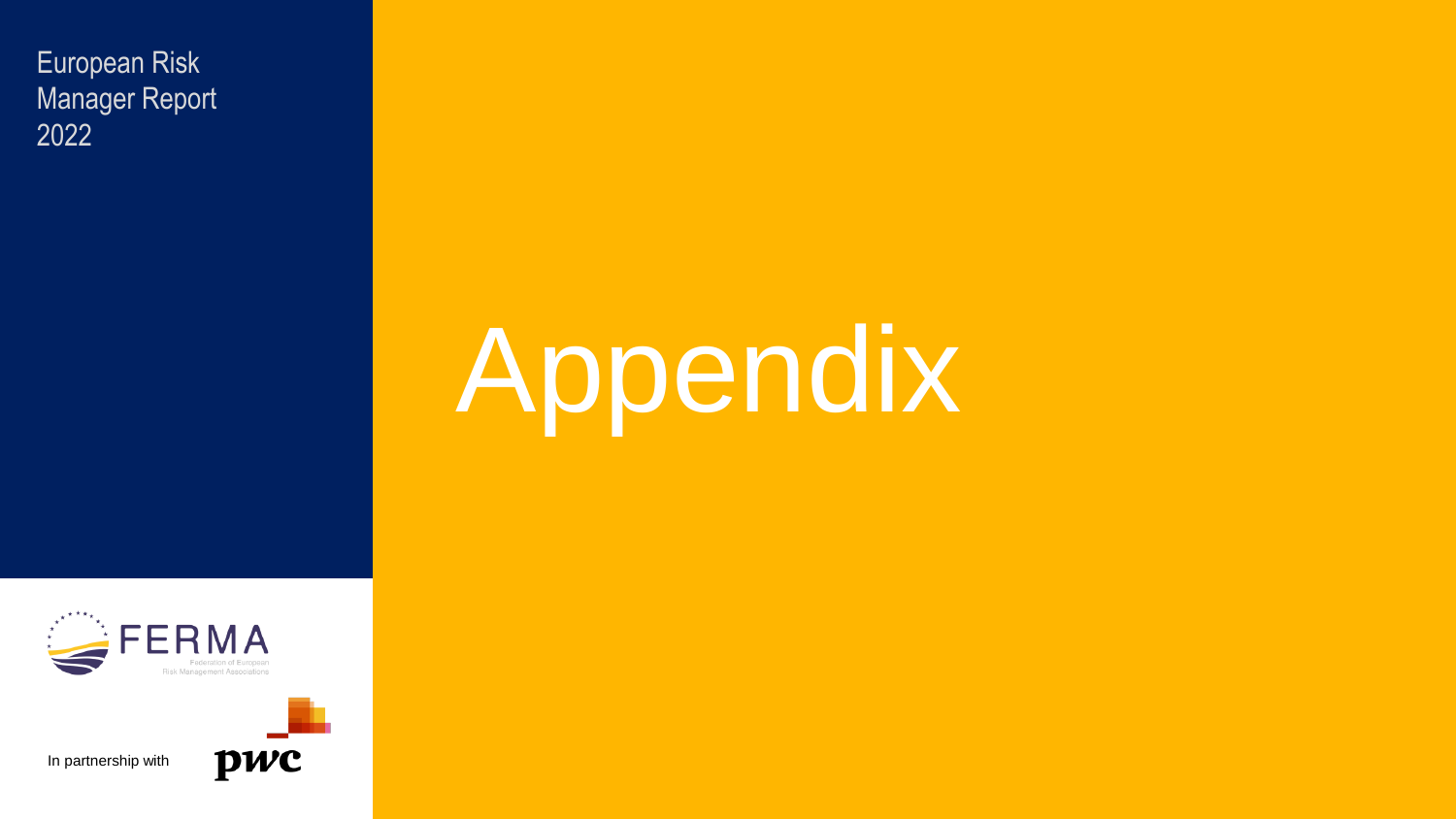European Risk Manager Report 2022

# Appendix

In partnership with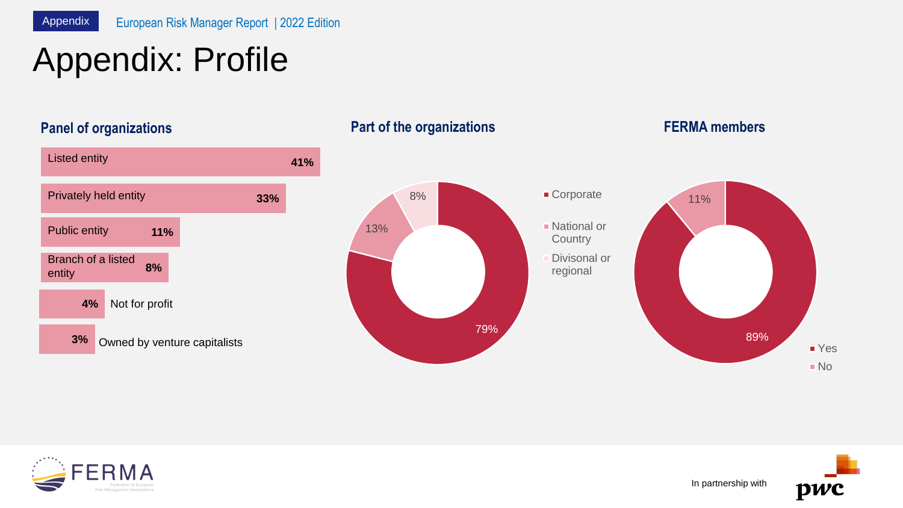# Appendix: Profile

## Panel of organizations

| Type | Share |
| --- | --- |
| Listed entity | 41% |
| Privately held entity | 33% |
| Public entity | 11% |
| Branch of a listed entity | 8% |
| Not for profit | 4% |
| Owned by venture capitalists | 3% |

## Part of the organizations

| Part | Share |
| --- | --- |
| Corporate | 79% |
| National or Country | 13% |
| Divisonal or regional | 8% |

## FERMA members

| Answer | Share |
| --- | --- |
| Yes | 89% |
| No | 11% |

In partnership with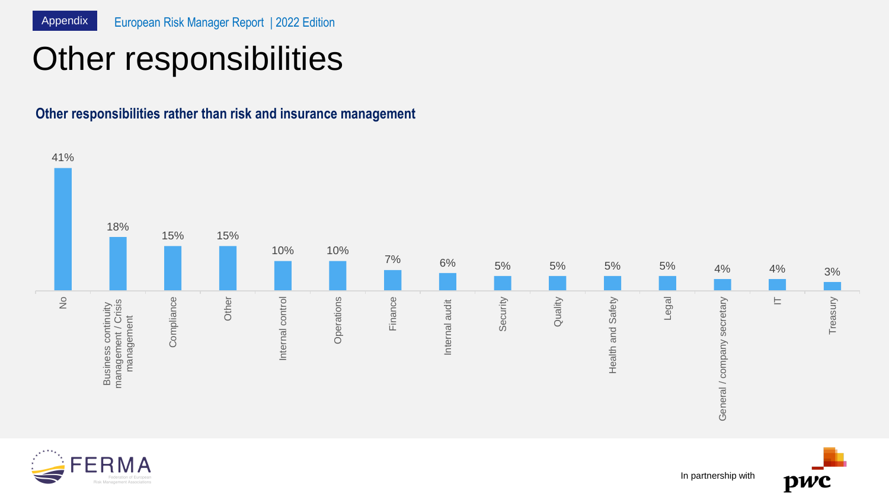Appendix

# Other responsibilities

### Other responsibilities rather than risk and insurance management

| Responsibility | % |
|---|---|
| No | 41% |
| Business continuity management / Crisis management | 18% |
| Compliance | 15% |
| Other | 15% |
| Internal control | 10% |
| Operations | 10% |
| Finance | 7% |
| Internal audit | 6% |
| Security | 5% |
| Quality | 5% |
| Health and Safety | 5% |
| Legal | 5% |
| General / company secretary | 4% |
| IT | 4% |
| Treasury | 3% |

FERMA Federation of European Risk Management Associations

In partnership with pwc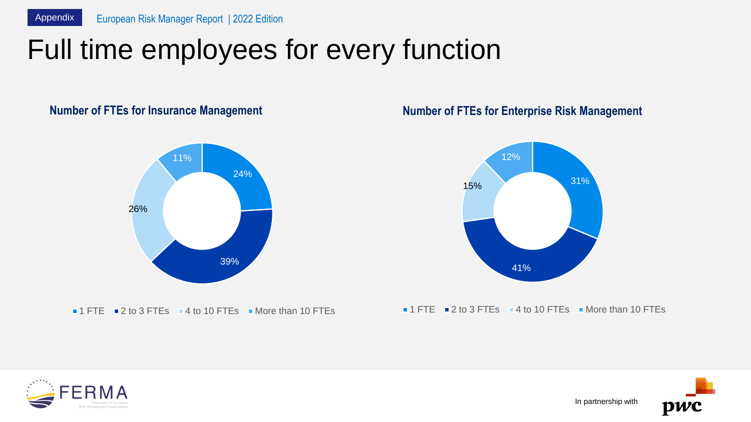# Full time employees for every function

### Number of FTEs for Insurance Management

| Category | Share |
| --- | --- |
| 1 FTE | 24% |
| 2 to 3 FTEs | 39% |
| 4 to 10 FTEs | 26% |
| More than 10 FTEs | 11% |

### Number of FTEs for Enterprise Risk Management

| Category | Share |
| --- | --- |
| 1 FTE | 31% |
| 2 to 3 FTEs | 41% |
| 4 to 10 FTEs | 15% |
| More than 10 FTEs | 12% |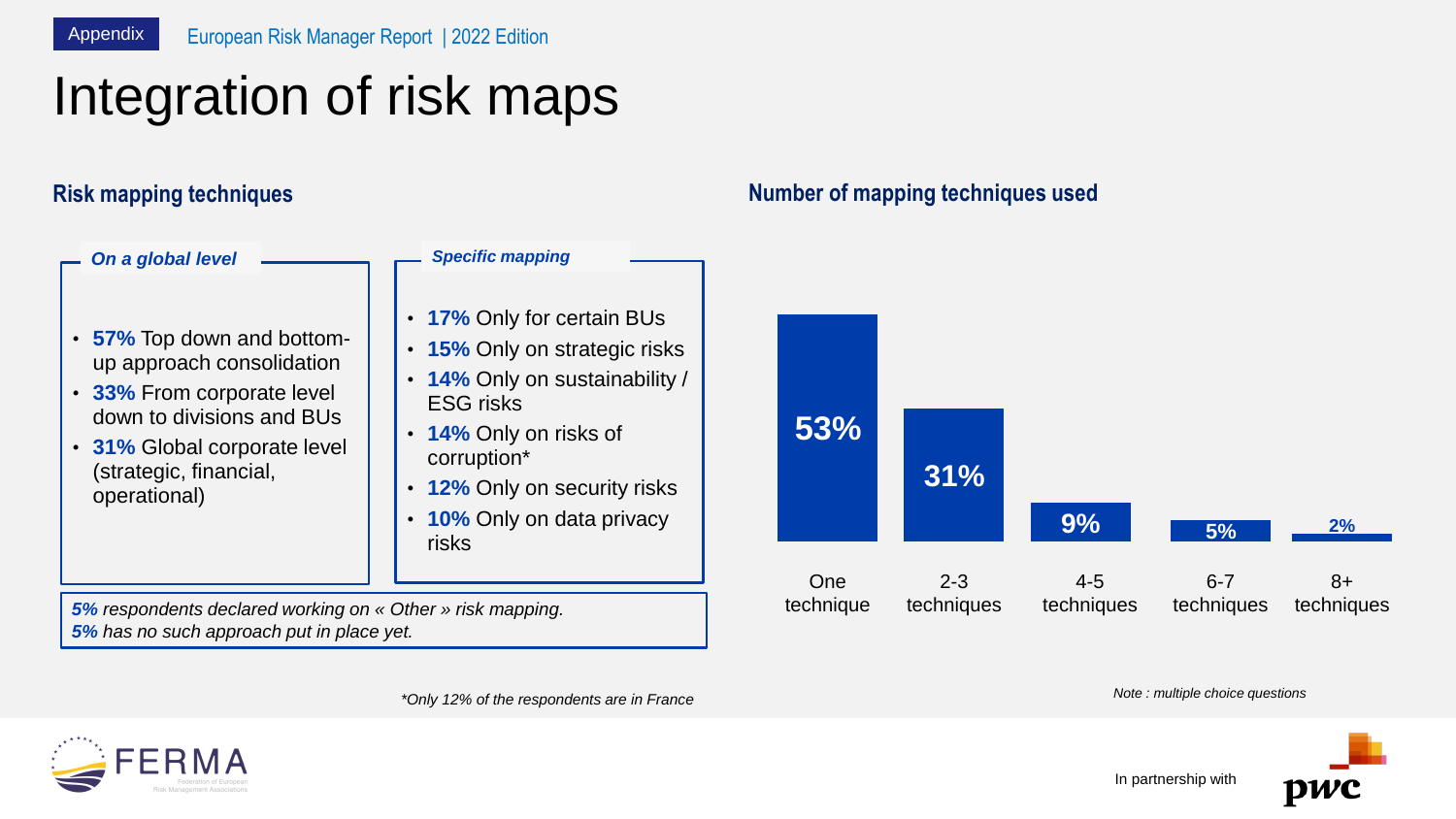# Integration of risk maps

## Risk mapping techniques

### *On a global level*

- **57%** Top down and bottom-up approach consolidation
- **33%** From corporate level down to divisions and BUs
- **31%** Global corporate level (strategic, financial, operational)

### *Specific mapping*

- **17%** Only for certain BUs
- **15%** Only on strategic risks
- **14%** Only on sustainability / ESG risks
- **14%** Only on risks of corruption*
- **12%** Only on security risks
- **10%** Only on data privacy risks

*__5%__ respondents declared working on « Other » risk mapping.*
*__5%__ has no such approach put in place yet.*

*\*Only 12% of the respondents are in France*

## Number of mapping techniques used

| Number of techniques | Share |
|---|---|
| One technique | 53% |
| 2-3 techniques | 31% |
| 4-5 techniques | 9% |
| 6-7 techniques | 5% |
| 8+ techniques | 2% |

*Note : multiple choice questions*

In partnership with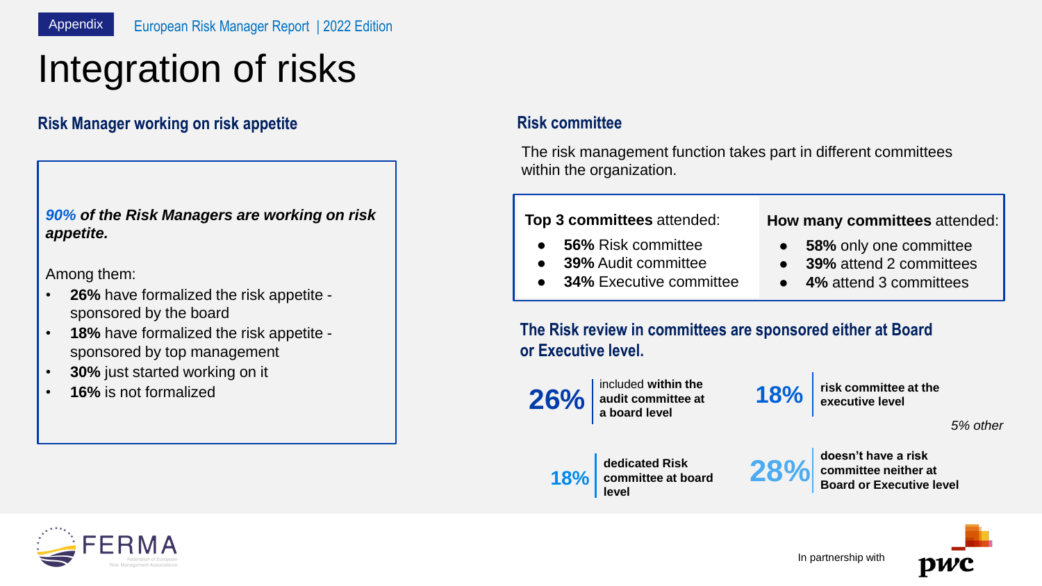Appendix

# Integration of risks

## Risk Manager working on risk appetite

***90% of the Risk Managers are working on risk appetite.***

Among them:

- **26%** have formalized the risk appetite - sponsored by the board
- **18%** have formalized the risk appetite - sponsored by top management
- **30%** just started working on it
- **16%** is not formalized

## Risk committee

The risk management function takes part in different committees within the organization.

**Top 3 committees** attended:

- **56%** Risk committee
- **39%** Audit committee
- **34%** Executive committee

**How many committees** attended:

- **58%** only one committee
- **39%** attend 2 committees
- **4%** attend 3 committees

### The Risk review in committees are sponsored either at Board or Executive level.

**26%** included **within the audit committee at a board level**

**18%** **risk committee at the executive level**

**18%** **dedicated Risk committee at board level**

**28%** **doesn't have a risk committee neither at Board or Executive level**

*5% other*

FERMA Federation of European Risk Management Associations

In partnership with pwc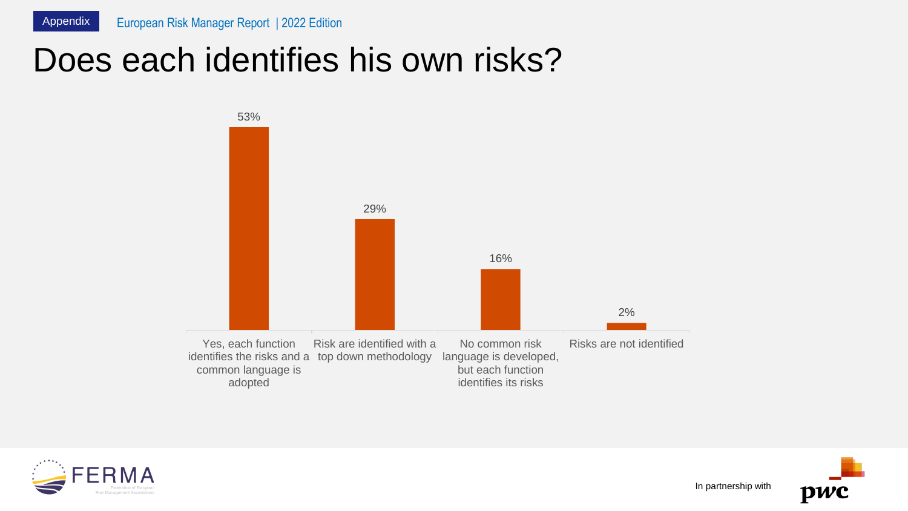Appendix

European Risk Manager Report | 2022 Edition

# Does each identifies his own risks?

| Response | Percentage |
|---|---|
| Yes, each function identifies the risks and a common language is adopted | 53% |
| Risk are identified with a top down methodology | 29% |
| No common risk language is developed, but each function identifies its risks | 16% |
| Risks are not identified | 2% |

In partnership with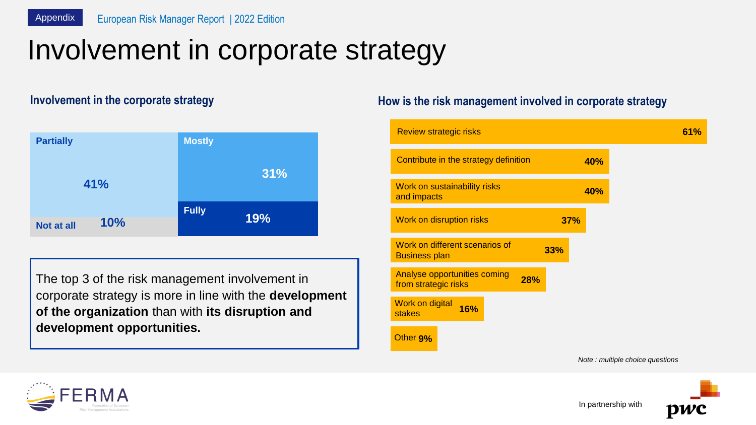# Involvement in corporate strategy

## Involvement in the corporate strategy

| Involvement | Share |
| --- | --- |
| Partially | 41% |
| Mostly | 31% |
| Fully | 19% |
| Not at all | 10% |

The top 3 of the risk management involvement in corporate strategy is more in line with the **development of the organization** than with **its disruption and development opportunities.**

## How is the risk management involved in corporate strategy

| Involvement | Share |
| --- | --- |
| Review strategic risks | 61% |
| Contribute in the strategy definition | 40% |
| Work on sustainability risks and impacts | 40% |
| Work on disruption risks | 37% |
| Work on different scenarios of Business plan | 33% |
| Analyse opportunities coming from strategic risks | 28% |
| Work on digital stakes | 16% |
| Other | 9% |

*Note : multiple choice questions*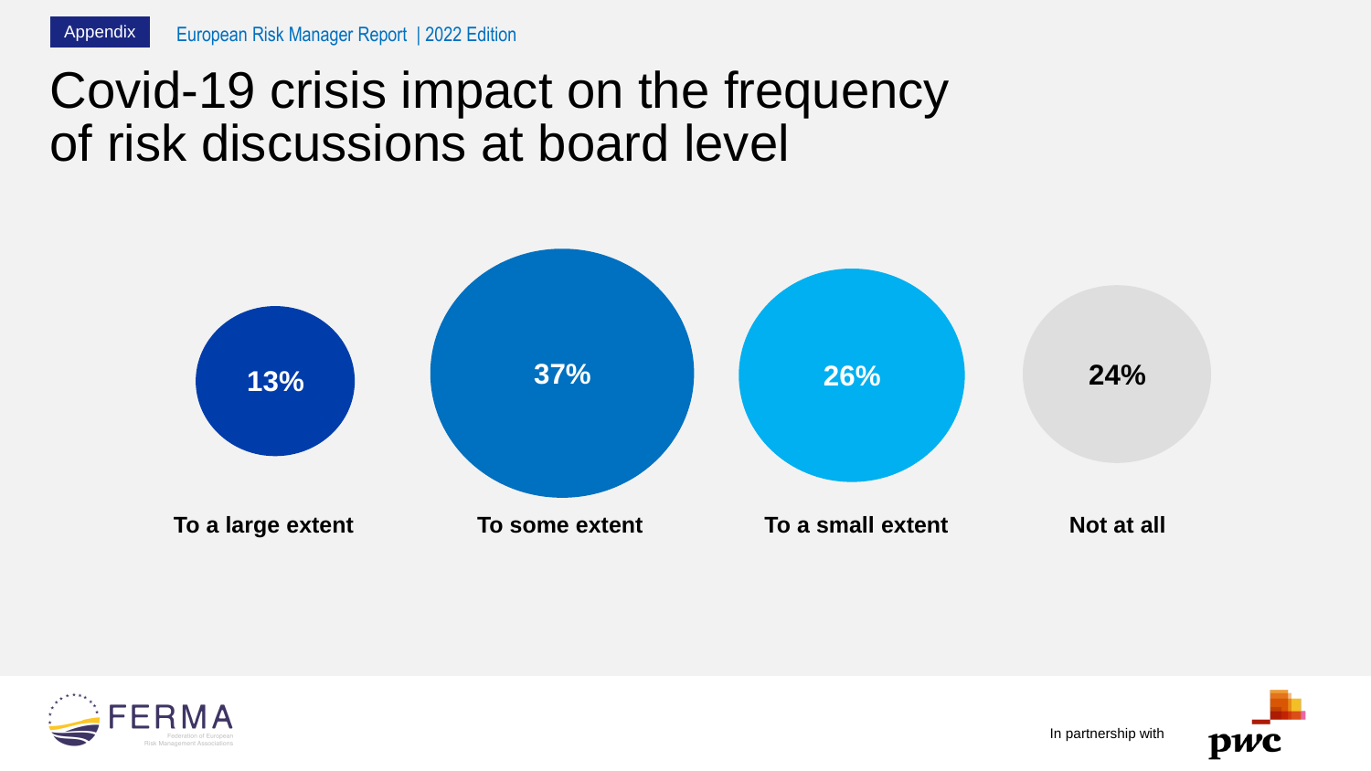# Covid-19 crisis impact on the frequency of risk discussions at board level

| To a large extent | To some extent | To a small extent | Not at all |
| --- | --- | --- | --- |
| 13% | 37% | 26% | 24% |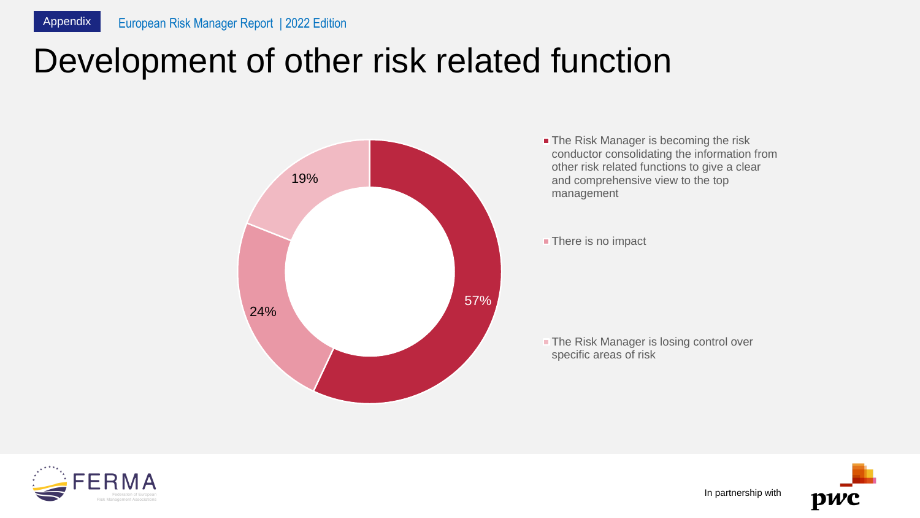Appendix European Risk Manager Report | 2022 Edition

# Development of other risk related function

| Response | % |
| --- | --- |
| The Risk Manager is becoming the risk conductor consolidating the information from other risk related functions to give a clear and comprehensive view to the top management | 57% |
| There is no impact | 24% |
| The Risk Manager is losing control over specific areas of risk | 19% |

FERMA Federation of European Risk Management Associations

In partnership with pwc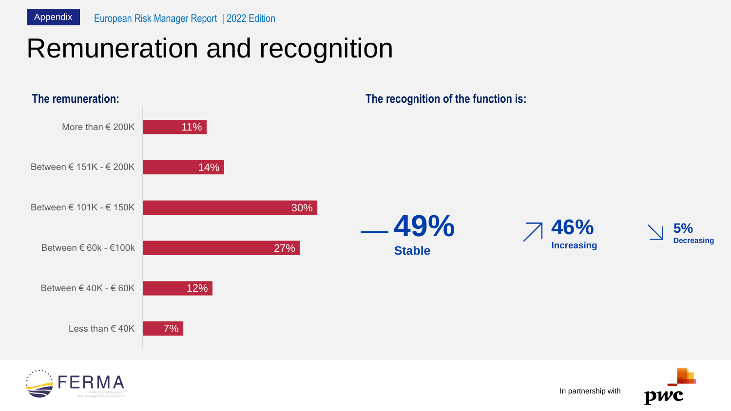Appendix

# Remuneration and recognition

## The remuneration:

More than € 200K
11%

Between € 151K - € 200K
14%

Between € 101K - € 150K
30%

Between € 60k - €100k
27%

Between € 40K - € 60K
12%

Less than € 40K
7%

## The recognition of the function is:

49%
Stable

46%
Increasing

5%
Decreasing

In partnership with